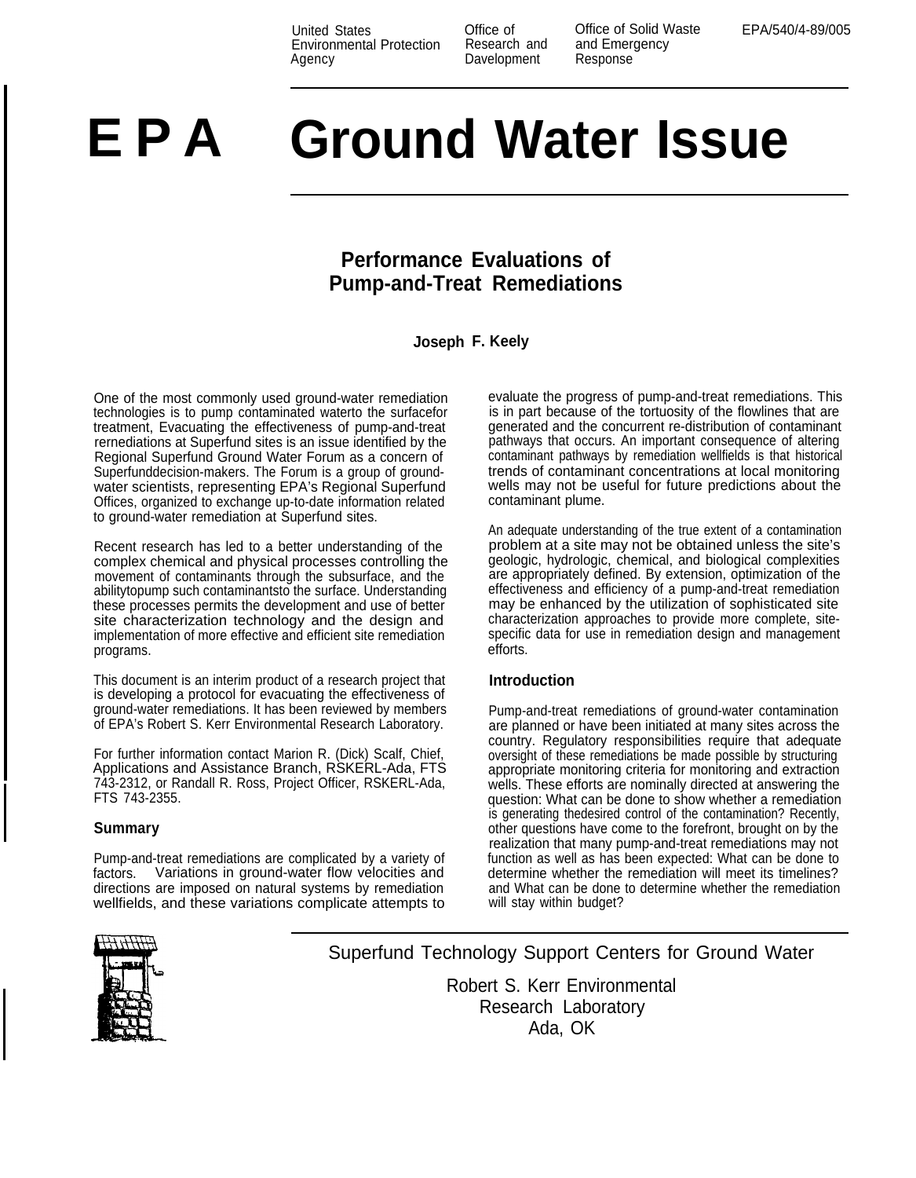United States Environmental Protection Agency | Office of Research and Davelopment | Office of Solid Waste and Emergency Response | EPA/540/4-89/005

# EPA Ground Water Issue

## Performance Evaluations of Pump-and-Treat Remediations

**Joseph F. Keely**

One of the most commonly used ground-water remediation technologies is to pump contaminated waterto the surfacefor treatment, Evacuating the effectiveness of pump-and-treat rernediations at Superfund sites is an issue identified by the Regional Superfund Ground Water Forum as a concern of Superfunddecision-makers. The Forum is a group of ground-water scientists, representing EPA's Regional Superfund Offices, organized to exchange up-to-date information related to ground-water remediation at Superfund sites.

Recent research has led to a better understanding of the complex chemical and physical processes controlling the movement of contaminants through the subsurface, and the abilitytopump such contaminantsto the surface. Understanding these processes permits the development and use of better site characterization technology and the design and implementation of more effective and efficient site remediation programs.

This document is an interim product of a research project that is developing a protocol for evacuating the effectiveness of ground-water remediations. It has been reviewed by members of EPA's Robert S. Kerr Environmental Research Laboratory.

For further information contact Marion R. (Dick) Scalf, Chief, Applications and Assistance Branch, RSKERL-Ada, FTS 743-2312, or Randall R. Ross, Project Officer, RSKERL-Ada, FTS 743-2355.

### Summary

Pump-and-treat remediations are complicated by a variety of factors. Variations in ground-water flow velocities and directions are imposed on natural systems by remediation wellfields, and these variations complicate attempts to evaluate the progress of pump-and-treat remediations. This is in part because of the tortuosity of the flowlines that are generated and the concurrent re-distribution of contaminant pathways that occurs. An important consequence of altering contaminant pathways by remediation wellfields is that historical trends of contaminant concentrations at local monitoring wells may not be useful for future predictions about the contaminant plume.

An adequate understanding of the true extent of a contamination problem at a site may not be obtained unless the site's geologic, hydrologic, chemical, and biological complexities are appropriately defined. By extension, optimization of the effectiveness and efficiency of a pump-and-treat remediation may be enhanced by the utilization of sophisticated site characterization approaches to provide more complete, site-specific data for use in remediation design and management efforts.

### Introduction

Pump-and-treat remediations of ground-water contamination are planned or have been initiated at many sites across the country. Regulatory responsibilities require that adequate oversight of these remediations be made possible by structuring appropriate monitoring criteria for monitoring and extraction wells. These efforts are nominally directed at answering the question: What can be done to show whether a remediation is generating thedesired control of the contamination? Recently, other questions have come to the forefront, brought on by the realization that many pump-and-treat remediations may not function as well as has been expected: What can be done to determine whether the remediation will meet its timelines? and What can be done to determine whether the remediation will stay within budget?

Superfund Technology Support Centers for Ground Water

Robert S. Kerr Environmental Research Laboratory
Ada, OK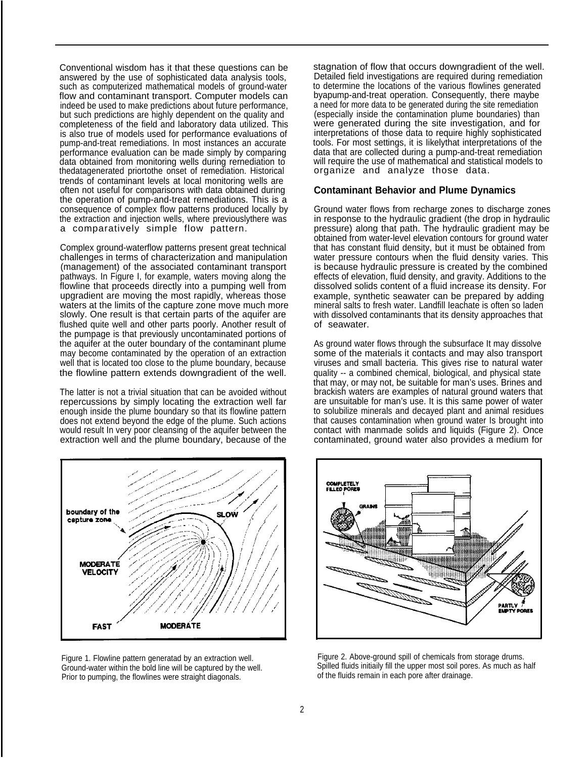Conventional wisdom has it that these questions can be answered by the use of sophisticated data analysis tools, such as computerized mathematical models of ground-water flow and contaminant transport. Computer models can indeed be used to make predictions about future performance, but such predictions are highly dependent on the quality and completeness of the field and laboratory data utilized. This is also true of models used for performance evaluations of pump-and-treat remediations. In most instances an accurate performance evaluation can be made simply by comparing data obtained from monitoring wells during rernediation to thedatagenerated priortothe onset of remediation. Historical trends of contaminant levels at local monitoring wells are often not useful for comparisons with data obtained during the operation of pump-and-treat remediations. This is a consequence of complex flow patterns produced locally by the extraction and injection wells, where previouslythere was a comparatively simple flow pattern.

Complex ground-waterflow patterns present great technical challenges in terms of characterization and manipulation (management) of the associated contaminant transport pathways. In Figure I, for example, waters moving along the flowline that proceeds directly into a pumping well from upgradient are moving the most rapidly, whereas those waters at the limits of the capture zone move much more slowly. One result is that certain parts of the aquifer are flushed quite well and other parts poorly. Another result of the pumpage is that previously uncontaminated portions of the aquifer at the outer boundary of the contaminant plume may become contaminated by the operation of an extraction well that is located too close to the plume boundary, because the flowline pattern extends downgradient of the well.

The latter is not a trivial situation that can be avoided without repercussions by simply locating the extraction well far enough inside the plume boundary so that its flowline pattern does not extend beyond the edge of the plume. Such actions would result In very poor cleansing of the aquifer between the extraction well and the plume boundary, because of the stagnation of flow that occurs downgradient of the well. Detailed field investigations are required during remediation to determine the locations of the various flowlines generated byapump-and-treat operation. Consequently, there maybe a need for more data to be generated during the site remediation (especially inside the contamination plume boundaries) than were generated during the site investigation, and for interpretations of those data to require highly sophisticated tools. For most settings, it is likelythat interpretations of the data that are collected during a pump-and-treat remediation will require the use of mathematical and statistical models to organize and analyze those data.

boundary of the capture zone

SLOW

MODERATE VELOCITY

FAST

MODERATE

Figure 1. Flowline pattern generatad by an extraction well. Ground-water within the bold line will be captured by the well. Prior to pumping, the flowlines were straight diagonals.

## Contaminant Behavior and Plume Dynamics

Ground water flows from recharge zones to discharge zones in response to the hydraulic gradient (the drop in hydraulic pressure) along that path. The hydraulic gradient may be obtained from water-level elevation contours for ground water that has constant fluid density, but it must be obtained from water pressure contours when the fluid density varies. This is because hydraulic pressure is created by the combined effects of elevation, fluid density, and gravity. Additions to the dissolved solids content of a fluid increase its density. For example, synthetic seawater can be prepared by adding mineral salts to fresh water. Landfill Ieachate is often so laden with dissolved contaminants that its density approaches that of seawater.

As ground water flows through the subsurface It may dissolve some of the materials it contacts and may also transport viruses and small bacteria. This gives rise to natural water quality -- a combined chemical, biological, and physical state that may, or may not, be suitable for man's uses. Brines and brackish waters are examples of natural ground waters that are unsuitable for man's use. It is this same power of water to solubilize minerals and decayed plant and animal residues that causes contamination when ground water Is brought into contact with manmade solids and liquids (Figure 2). Once contaminated, ground water also provides a medium for

COMPLETELY FILLED PORES

GRAINS

PARTLY EMPTY PORES

Figure 2. Above-ground spill of chemicals from storage drums. Spilled fluids initiaily fill the upper most soil pores. As much as half of the fluids remain in each pore after drainage.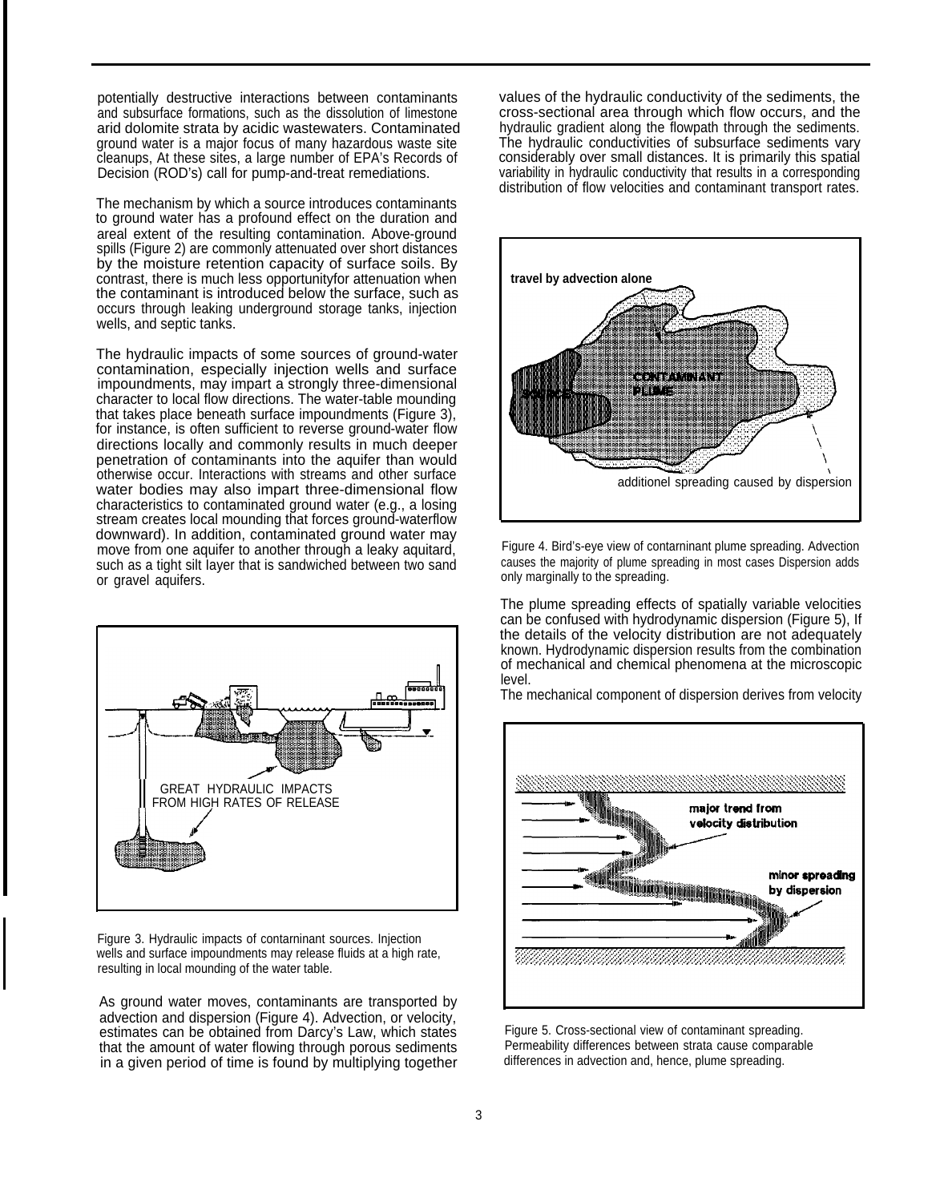potentially destructive interactions between contaminants and subsurface formations, such as the dissolution of limestone arid dolomite strata by acidic wastewaters. Contaminated ground water is a major focus of many hazardous waste site cleanups, At these sites, a large number of EPA's Records of Decision (ROD's) call for pump-and-treat remediations.

The mechanism by which a source introduces contaminants to ground water has a profound effect on the duration and areal extent of the resulting contamination. Above-ground spills (Figure 2) are commonly attenuated over short distances by the moisture retention capacity of surface soils. By contrast, there is much less opportunityfor attenuation when the contaminant is introduced below the surface, such as occurs through leaking underground storage tanks, injection wells, and septic tanks.

The hydraulic impacts of some sources of ground-water contamination, especially injection wells and surface impoundments, may impart a strongly three-dimensional character to local flow directions. The water-table mounding that takes place beneath surface impoundments (Figure 3), for instance, is often sufficient to reverse ground-water flow directions locally and commonly results in much deeper penetration of contaminants into the aquifer than would otherwise occur. Interactions with streams and other surface water bodies may also impart three-dimensional flow characteristics to contaminated ground water (e.g., a losing stream creates local mounding that forces ground-waterflow downward). In addition, contaminated ground water may move from one aquifer to another through a leaky aquitard, such as a tight silt layer that is sandwiched between two sand or gravel aquifers.

GREAT HYDRAULIC IMPACTS FROM HIGH RATES OF RELEASE

Figure 3. Hydraulic impacts of contarninant sources. Injection wells and surface impoundments may release fluids at a high rate, resulting in local mounding of the water table.

As ground water moves, contaminants are transported by advection and dispersion (Figure 4). Advection, or velocity, estimates can be obtained from Darcy's Law, which states that the amount of water flowing through porous sediments in a given period of time is found by multiplying together values of the hydraulic conductivity of the sediments, the cross-sectional area through which flow occurs, and the hydraulic gradient along the flowpath through the sediments. The hydraulic conductivities of subsurface sediments vary considerably over small distances. It is primarily this spatial variability in hydraulic conductivity that results in a corresponding distribution of flow velocities and contaminant transport rates.

travel by advection alone

SOURCE

CONTAMINANT PLUME

additionel spreading caused by dispersion

Figure 4. Bird's-eye view of contarninant plume spreading. Advection causes the majority of plume spreading in most cases Dispersion adds only marginally to the spreading.

The plume spreading effects of spatially variable velocities can be confused with hydrodynamic dispersion (Figure 5), If the details of the velocity distribution are not adequately known. Hydrodynamic dispersion results from the combination of mechanical and chemical phenomena at the microscopic level.

The mechanical component of dispersion derives from velocity

major trend from velocity distribution

minor spreading by dispersion

Figure 5. Cross-sectional view of contaminant spreading. Permeability differences between strata cause comparable differences in advection and, hence, plume spreading.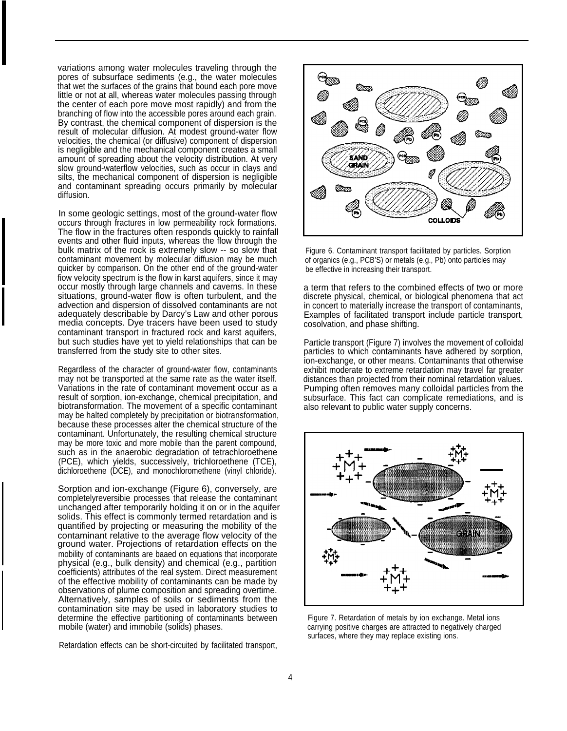variations among water molecules traveling through the pores of subsurface sediments (e.g., the water molecules that wet the surfaces of the grains that bound each pore move little or not at all, whereas water molecules passing through the center of each pore move most rapidly) and from the branching of flow into the accessible pores around each grain. By contrast, the chemical component of dispersion is the result of molecular diffusion. At modest ground-water flow velocities, the chemical (or diffusive) component of dispersion is negligible and the mechanical component creates a small amount of spreading about the velocity distribution. At very slow ground-waterflow velocities, such as occur in clays and silts, the mechanical component of dispersion is negligible and contaminant spreading occurs primarily by molecular diffusion.

In some geologic settings, most of the ground-water flow occurs through fractures in low permeability rock formations. The flow in the fractures often responds quickly to rainfall events and other fluid inputs, whereas the flow through the bulk matrix of the rock is extremely slow -- so slow that contaminant movement by molecular diffusion may be much quicker by comparison. On the other end of the ground-water fiow velocity spectrum is the flow in karst aquifers, since it may occur mostly through large channels and caverns. In these situations, ground-water flow is often turbulent, and the advection and dispersion of dissolved contaminants are not adequately describable by Darcy's Law and other porous media concepts. Dye tracers have been used to study contaminant transport in fractured rock and karst aquifers, but such studies have yet to yield relationships that can be transferred from the study site to other sites.

Regardless of the character of ground-water flow, contaminants may not be transported at the same rate as the water itself. Variations in the rate of contaminant movement occur as a result of sorption, ion-exchange, chemical precipitation, and biotransformation. The movement of a specific contaminant may be halted completely by precipitation or biotransformation, because these processes alter the chemical structure of the contaminant. Unfortunately, the resulting chemical structure may be more toxic and more mobile than the parent compound, such as in the anaerobic degradation of tetrachloroethene (PCE), which yields, successively, trichloroethene (TCE), dichloroethene (DCE), and monochloromethene (vinyl chloride).

Sorption and ion-exchange (Figure 6), conversely, are completelyreversibie processes that release the contaminant unchanged after temporarily holding it on or in the aquifer solids. This effect is commonly termed retardation and is quantified by projecting or measuring the mobility of the contaminant relative to the average flow velocity of the ground water. Projections of retardation effects on the mobility of contaminants are baaed on equations that incorporate physical (e.g., bulk density) and chemical (e.g., partition coefficients) attributes of the real system. Direct measurement of the effective mobility of contaminants can be made by observations of plume composition and spreading overtime. Alternatively, samples of soils or sediments from the contamination site may be used in laboratory studies to determine the effective partitioning of contaminants between mobile (water) and immobile (solids) phases.

Retardation effects can be short-circuited by facilitated transport, a term that refers to the combined effects of two or more discrete physical, chemical, or biological phenomena that act in concert to materially increase the transport of contaminants, Examples of facilitated transport include particle transport, cosolvation, and phase shifting.

Figure 6. Contaminant transport facilitated by particles. Sorption of organics (e.g., PCB'S) or metals (e.g., Pb) onto particles may be effective in increasing their transport.

Particle transport (Figure 7) involves the movement of colloidal particles to which contaminants have adhered by sorption, ion-exchange, or other means. Contaminants that otherwise exhibit moderate to extreme retardation may travel far greater distances than projected from their nominal retardation values. Pumping often removes many colloidal particles from the subsurface. This fact can complicate remediations, and is also relevant to public water supply concerns.

Figure 7. Retardation of metals by ion exchange. Metal ions carrying positive charges are attracted to negatively charged surfaces, where they may replace existing ions.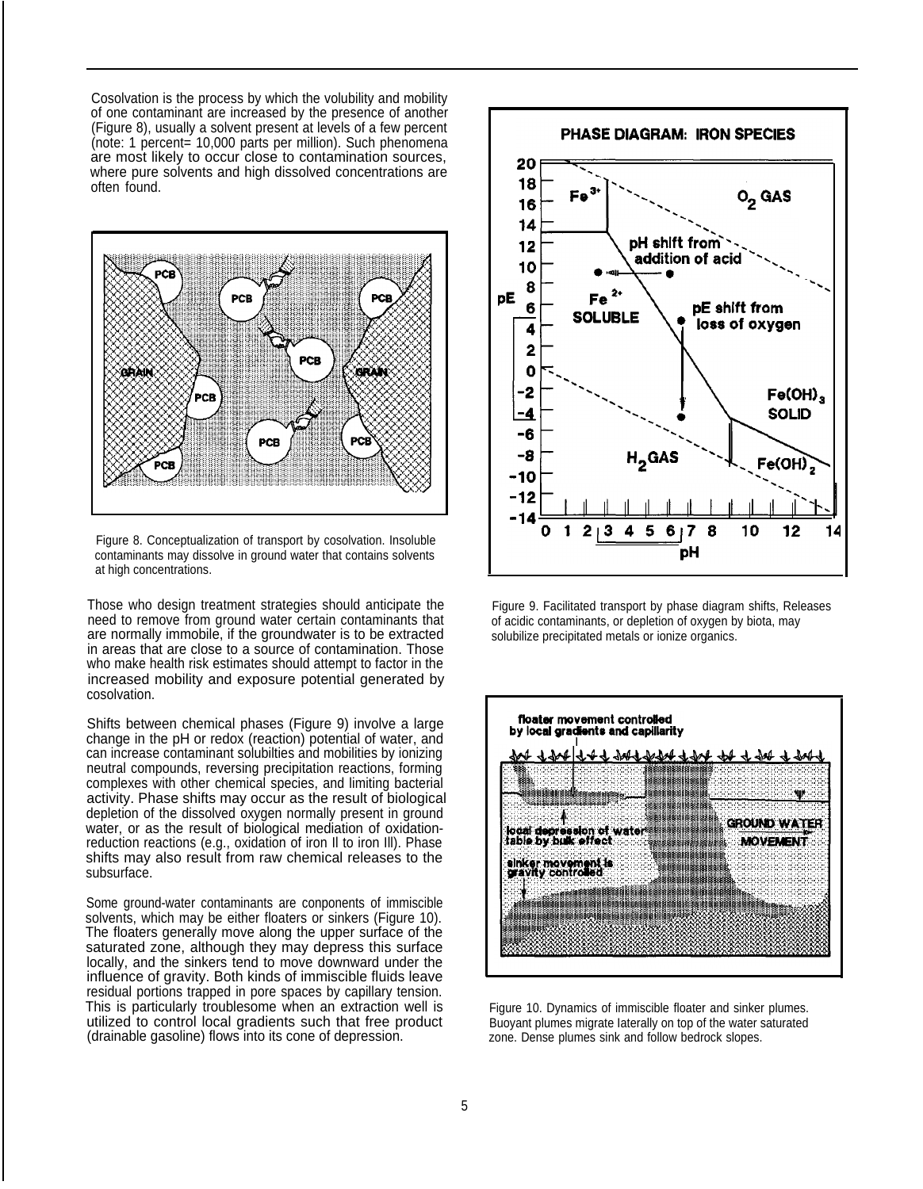Cosolvation is the process by which the volubility and mobility of one contaminant are increased by the presence of another (Figure 8), usually a solvent present at levels of a few percent (note: 1 percent= 10,000 parts per million). Such phenomena are most likely to occur close to contamination sources, where pure solvents and high dissolved concentrations are often found.

Figure 8. Conceptualization of transport by cosolvation. Insoluble contaminants may dissolve in ground water that contains solvents at high concentrations.

Those who design treatment strategies should anticipate the need to remove from ground water certain contaminants that are normally immobile, if the groundwater is to be extracted in areas that are close to a source of contamination. Those who make health risk estimates should attempt to factor in the increased mobility and exposure potential generated by cosolvation.

Shifts between chemical phases (Figure 9) involve a large change in the pH or redox (reaction) potential of water, and can increase contaminant solubilties and mobilities by ionizing neutral compounds, reversing precipitation reactions, forming complexes with other chemical species, and limiting bacterial activity. Phase shifts may occur as the result of biological depletion of the dissolved oxygen normally present in ground water, or as the result of biological mediation of oxidation-reduction reactions (e.g., oxidation of iron II to iron III). Phase shifts may also result from raw chemical releases to the subsurface.

Some ground-water contaminants are conponents of immiscible solvents, which may be either floaters or sinkers (Figure 10). The floaters generally move along the upper surface of the saturated zone, although they may depress this surface locally, and the sinkers tend to move downward under the influence of gravity. Both kinds of immiscible fluids leave residual portions trapped in pore spaces by capillary tension. This is particularly troublesome when an extraction well is utilized to control local gradients such that free product (drainable gasoline) flows into its cone of depression.

Figure 9. Facilitated transport by phase diagram shifts, Releases of acidic contaminants, or depletion of oxygen by biota, may solubilize precipitated metals or ionize organics.

Figure 10. Dynamics of immiscible floater and sinker plumes. Buoyant plumes migrate laterally on top of the water saturated zone. Dense plumes sink and follow bedrock slopes.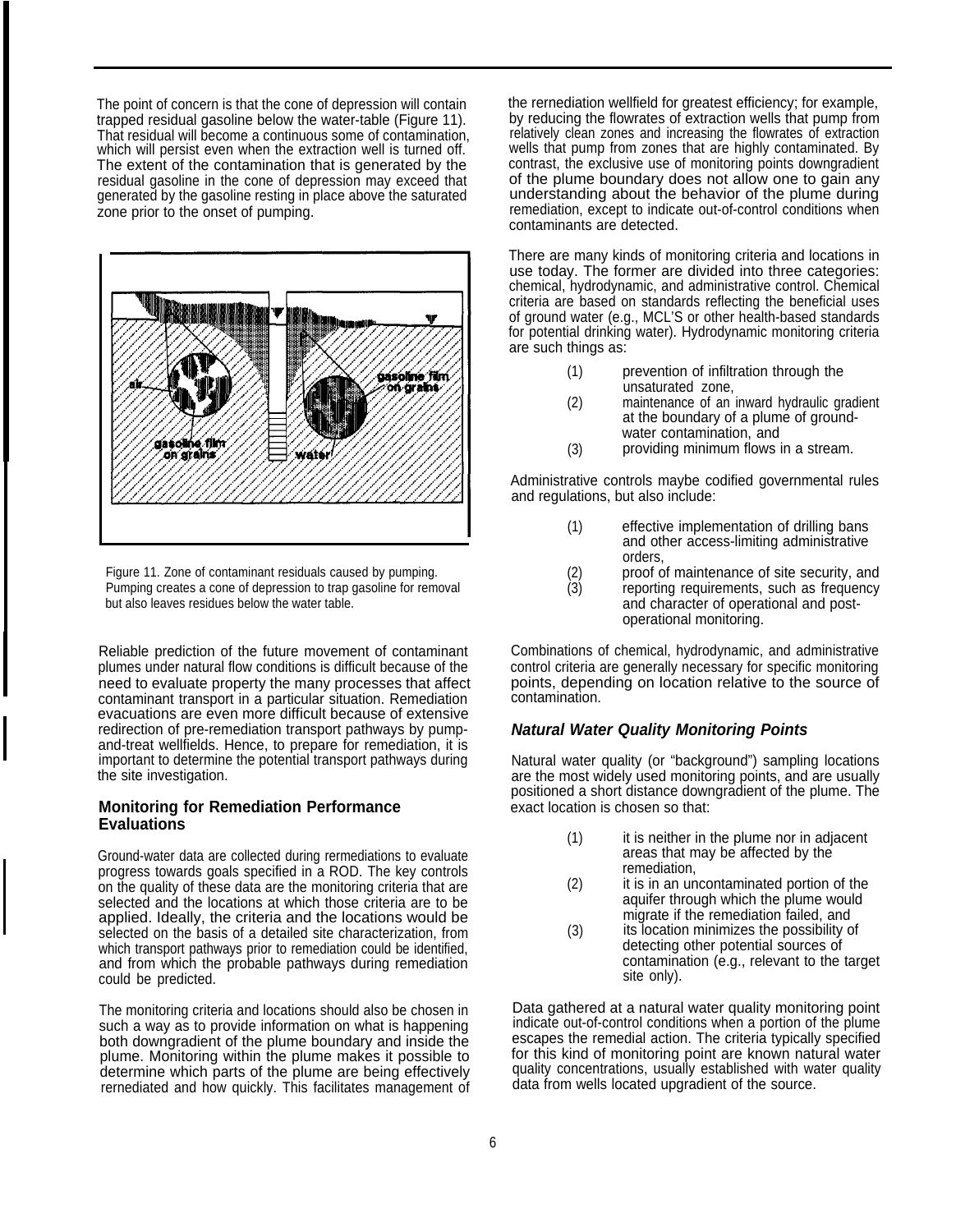The point of concern is that the cone of depression will contain trapped residual gasoline below the water-table (Figure 11). That residual will become a continuous some of contamination, which will persist even when the extraction well is turned off. The extent of the contamination that is generated by the residual gasoline in the cone of depression may exceed that generated by the gasoline resting in place above the saturated zone prior to the onset of pumping.

Figure 11. Zone of contaminant residuals caused by pumping. Pumping creates a cone of depression to trap gasoline for removal but also leaves residues below the water table.

Reliable prediction of the future movement of contaminant plumes under natural flow conditions is difficult because of the need to evaluate property the many processes that affect contaminant transport in a particular situation. Remediation evacuations are even more difficult because of extensive redirection of pre-remediation transport pathways by pump-and-treat wellfields. Hence, to prepare for remediation, it is important to determine the potential transport pathways during the site investigation.

## Monitoring for Remediation Performance Evaluations

Ground-water data are collected during rermediations to evaluate progress towards goals specified in a ROD. The key controls on the quality of these data are the monitoring criteria that are selected and the locations at which those criteria are to be applied. Ideally, the criteria and the locations would be selected on the basis of a detailed site characterization, from which transport pathways prior to remediation could be identified, and from which the probable pathways during remediation could be predicted.

The monitoring criteria and locations should also be chosen in such a way as to provide information on what is happening both downgradient of the plume boundary and inside the plume. Monitoring within the plume makes it possible to determine which parts of the plume are being effectively rernediated and how quickly. This facilitates management of the rernediation wellfield for greatest efficiency; for example, by reducing the flowrates of extraction wells that pump from relatively clean zones and increasing the flowrates of extraction wells that pump from zones that are highly contaminated. By contrast, the exclusive use of monitoring points downgradient of the plume boundary does not allow one to gain any understanding about the behavior of the plume during remediation, except to indicate out-of-control conditions when contaminants are detected.

There are many kinds of monitoring criteria and locations in use today. The former are divided into three categories: chemical, hydrodynamic, and administrative control. Chemical criteria are based on standards reflecting the beneficial uses of ground water (e.g., MCL'S or other health-based standards for potential drinking water). Hydrodynamic monitoring criteria are such things as:

(1) prevention of infiltration through the unsaturated zone,
(2) maintenance of an inward hydraulic gradient at the boundary of a plume of ground-water contamination, and
(3) providing minimum flows in a stream.

Administrative controls maybe codified governmental rules and regulations, but also include:

(1) effective implementation of drilling bans and other access-limiting administrative orders,
(2) proof of maintenance of site security, and
(3) reporting requirements, such as frequency and character of operational and post-operational monitoring.

Combinations of chemical, hydrodynamic, and administrative control criteria are generally necessary for specific monitoring points, depending on location relative to the source of contamination.

### *Natural Water Quality Monitoring Points*

Natural water quality (or "background") sampling locations are the most widely used monitoring points, and are usually positioned a short distance downgradient of the plume. The exact location is chosen so that:

(1) it is neither in the plume nor in adjacent areas that may be affected by the remediation,
(2) it is in an uncontaminated portion of the aquifer through which the plume would migrate if the remediation failed, and
(3) its location minimizes the possibility of detecting other potential sources of contamination (e.g., relevant to the target site only).

Data gathered at a natural water quality monitoring point indicate out-of-control conditions when a portion of the plume escapes the remedial action. The criteria typically specified for this kind of monitoring point are known natural water quality concentrations, usually established with water quality data from wells located upgradient of the source.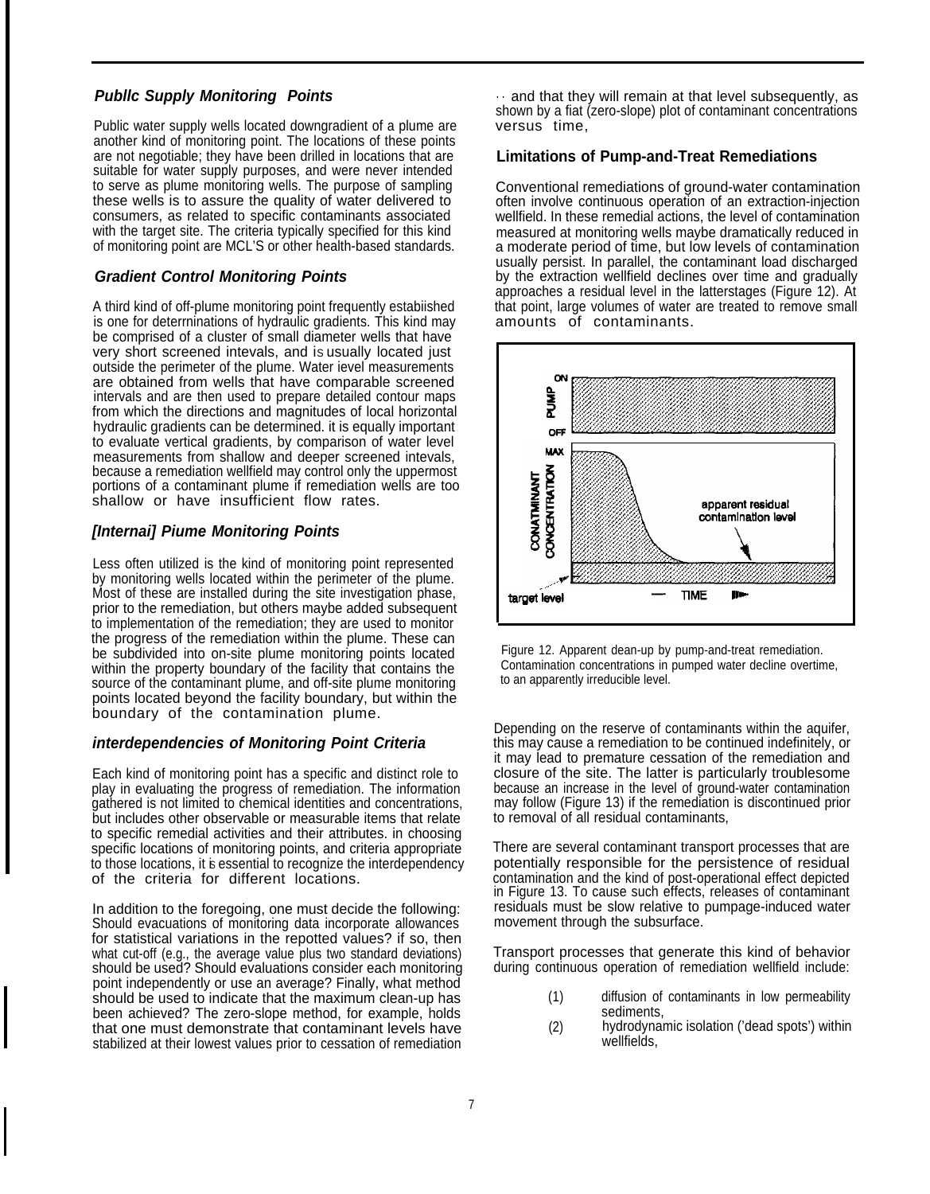### *Publlc Supply Monitoring Points*

Public water supply wells located downgradient of a plume are another kind of monitoring point. The locations of these points are not negotiable; they have been drilled in locations that are suitable for water supply purposes, and were never intended to serve as plume monitoring wells. The purpose of sampling these wells is to assure the quality of water delivered to consumers, as related to specific contaminants associated with the target site. The criteria typically specified for this kind of monitoring point are MCL'S or other health-based standards.

### *Gradient Control Monitoring Points*

A third kind of off-plume monitoring point frequently estabiished is one for deterrninations of hydraulic gradients. This kind may be comprised of a cluster of small diameter wells that have very short screened intevals, and is usually located just outside the perimeter of the plume. Water ievel measurements are obtained from wells that have comparable screened intervals and are then used to prepare detailed contour maps from which the directions and magnitudes of local horizontal hydraulic gradients can be determined. it is equally important to evaluate vertical gradients, by comparison of water level measurements from shallow and deeper screened intevals, because a remediation wellfield may control only the uppermost portions of a contaminant plume if remediation wells are too shallow or have insufficient flow rates.

### *[Internai] Piume Monitoring Points*

Less often utilized is the kind of monitoring point represented by monitoring wells located within the perimeter of the plume. Most of these are installed during the site investigation phase, prior to the remediation, but others maybe added subsequent to implementation of the remediation; they are used to monitor the progress of the remediation within the plume. These can be subdivided into on-site plume monitoring points located within the property boundary of the facility that contains the source of the contaminant plume, and off-site plume monitoring points located beyond the facility boundary, but within the boundary of the contamination plume.

### *interdependencies of Monitoring Point Criteria*

Each kind of monitoring point has a specific and distinct role to play in evaluating the progress of remediation. The information gathered is not limited to chemical identities and concentrations, but includes other observable or measurable items that relate to specific remedial activities and their attributes. in choosing specific locations of monitoring points, and criteria appropriate to those locations, it is essential to recognize the interdependency of the criteria for different locations.

In addition to the foregoing, one must decide the following: Should evacuations of monitoring data incorporate allowances for statistical variations in the repotted values? if so, then what cut-off (e.g., the average value plus two standard deviations) should be used? Should evaluations consider each monitoring point independently or use an average? Finally, what method should be used to indicate that the maximum clean-up has been achieved? The zero-slope method, for example, holds that one must demonstrate that contaminant levels have stabilized at their lowest values prior to cessation of remediation and that they will remain at that level subsequently, as shown by a fiat (zero-slope) plot of contaminant concentrations versus time,

### Limitations of Pump-and-Treat Remediations

Conventional remediations of ground-water contamination often involve continuous operation of an extraction-injection wellfield. In these remedial actions, the level of contamination measured at monitoring wells maybe dramatically reduced in a moderate period of time, but low levels of contamination usually persist. In parallel, the contaminant load discharged by the extraction wellfield declines over time and gradually approaches a residual level in the latterstages (Figure 12). At that point, large volumes of water are treated to remove small amounts of contaminants.

Figure 12. Apparent dean-up by pump-and-treat remediation. Contamination concentrations in pumped water decline overtime, to an apparently irreducible level.

Depending on the reserve of contaminants within the aquifer, this may cause a remediation to be continued indefinitely, or it may lead to premature cessation of the remediation and closure of the site. The latter is particularly troublesome because an increase in the level of ground-water contamination may follow (Figure 13) if the remediation is discontinued prior to removal of all residual contaminants,

There are several contaminant transport processes that are potentially responsible for the persistence of residual contamination and the kind of post-operational effect depicted in Figure 13. To cause such effects, releases of contaminant residuals must be slow relative to pumpage-induced water movement through the subsurface.

Transport processes that generate this kind of behavior during continuous operation of remediation wellfield include:

(1) diffusion of contaminants in low permeability sediments,

(2) hydrodynamic isolation ('dead spots') within wellfields,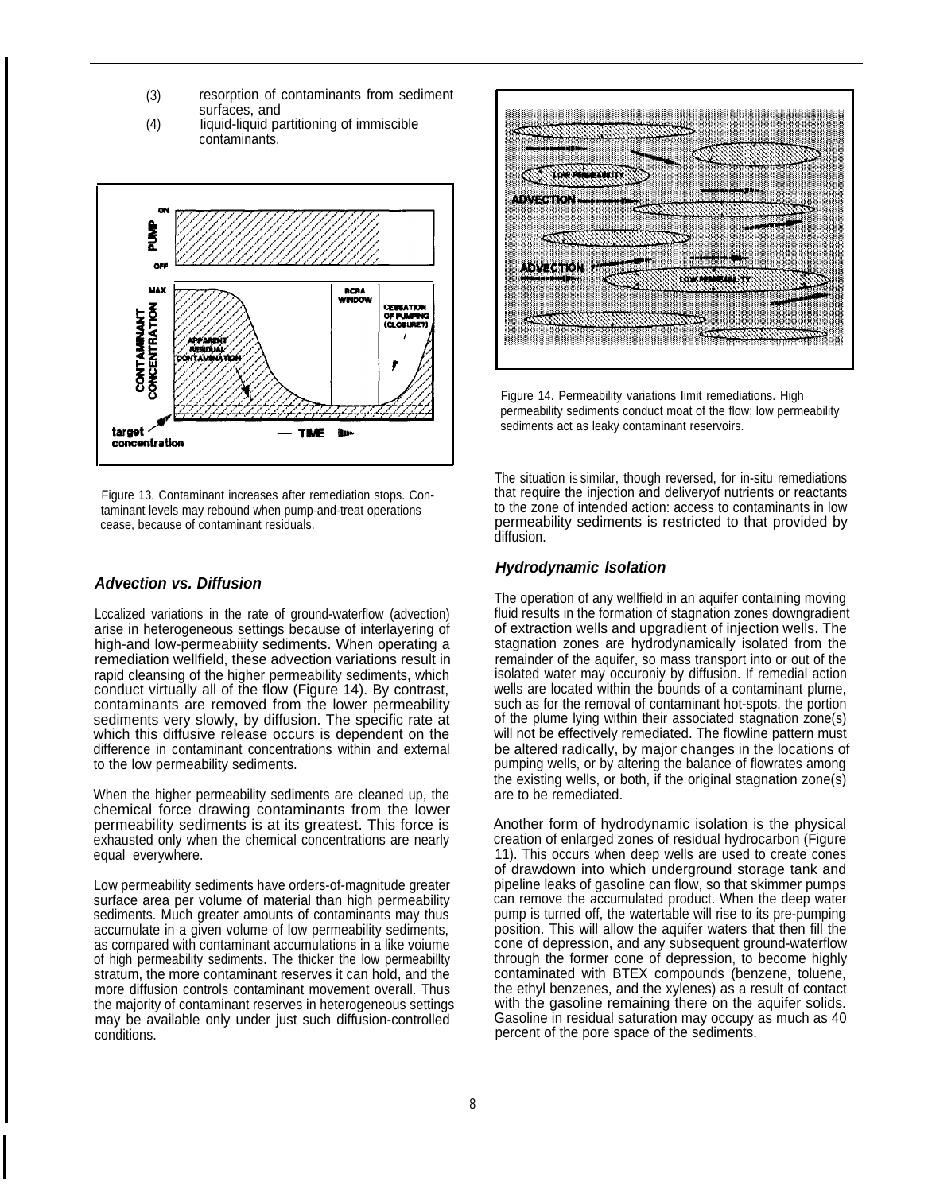(3) resorption of contaminants from sediment surfaces, and
(4) liquid-liquid partitioning of immiscible contaminants.

Figure 13. Contaminant increases after remediation stops. Contaminant levels may rebound when pump-and-treat operations cease, because of contaminant residuals.

### *Advection vs. Diffusion*

Lccalized variations in the rate of ground-waterflow (advection) arise in heterogeneous settings because of interlayering of high-and low-permeabiiity sediments. When operating a remediation wellfield, these advection variations result in rapid cleansing of the higher permeability sediments, which conduct virtually all of the flow (Figure 14). By contrast, contaminants are removed from the lower permeability sediments very slowly, by diffusion. The specific rate at which this diffusive release occurs is dependent on the difference in contaminant concentrations within and external to the low permeability sediments.

When the higher permeability sediments are cleaned up, the chemical force drawing contaminants from the lower permeability sediments is at its greatest. This force is exhausted only when the chemical concentrations are nearly equal everywhere.

Low permeability sediments have orders-of-magnitude greater surface area per volume of material than high permeability sediments. Much greater amounts of contaminants may thus accumulate in a given volume of low permeability sediments, as compared with contaminant accumulations in a like voiume of high permeabillty sediments. The thicker the low permeabillty stratum, the more contaminant reserves it can hold, and the more diffusion controls contaminant movement overall. Thus the majority of contaminant reserves in heterogeneous settings may be available only under just such diffusion-controlled conditions.

Figure 14. Permeability variations limit remediations. High permeability sediments conduct moat of the flow; low permeability sediments act as leaky contaminant reservoirs.

The situation is similar, though reversed, for in-situ remediations that require the injection and deliveryof nutrients or reactants to the zone of intended action: access to contaminants in low permeability sediments is restricted to that provided by diffusion.

### *Hydrodynamic Isolation*

The operation of any wellfield in an aquifer containing moving fluid results in the formation of stagnation zones downgradient of extraction wells and upgradient of injection wells. The stagnation zones are hydrodynamically isolated from the remainder of the aquifer, so mass transport into or out of the isolated water may occuroniy by diffusion. If remedial action wells are located within the bounds of a contaminant plume, such as for the removal of contaminant hot-spots, the portion of the plume lying within their associated stagnation zone(s) will not be effectively remediated. The flowline pattern must be altered radically, by major changes in the locations of pumping wells, or by altering the balance of flowrates among the existing wells, or both, if the original stagnation zone(s) are to be remediated.

Another form of hydrodynamic isolation is the physical creation of enlarged zones of residual hydrocarbon (Figure 11). This occurs when deep wells are used to create cones of drawdown into which underground storage tank and pipeline leaks of gasoline can flow, so that skimmer pumps can remove the accumulated product. When the deep water pump is turned off, the watertable will rise to its pre-pumping position. This will allow the aquifer waters that then fill the cone of depression, and any subsequent ground-waterflow through the former cone of depression, to become highly contaminated with BTEX compounds (benzene, toluene, the ethyl benzenes, and the xylenes) as a result of contact with the gasoline remaining there on the aquifer solids. Gasoline in residual saturation may occupy as much as 40 percent of the pore space of the sediments.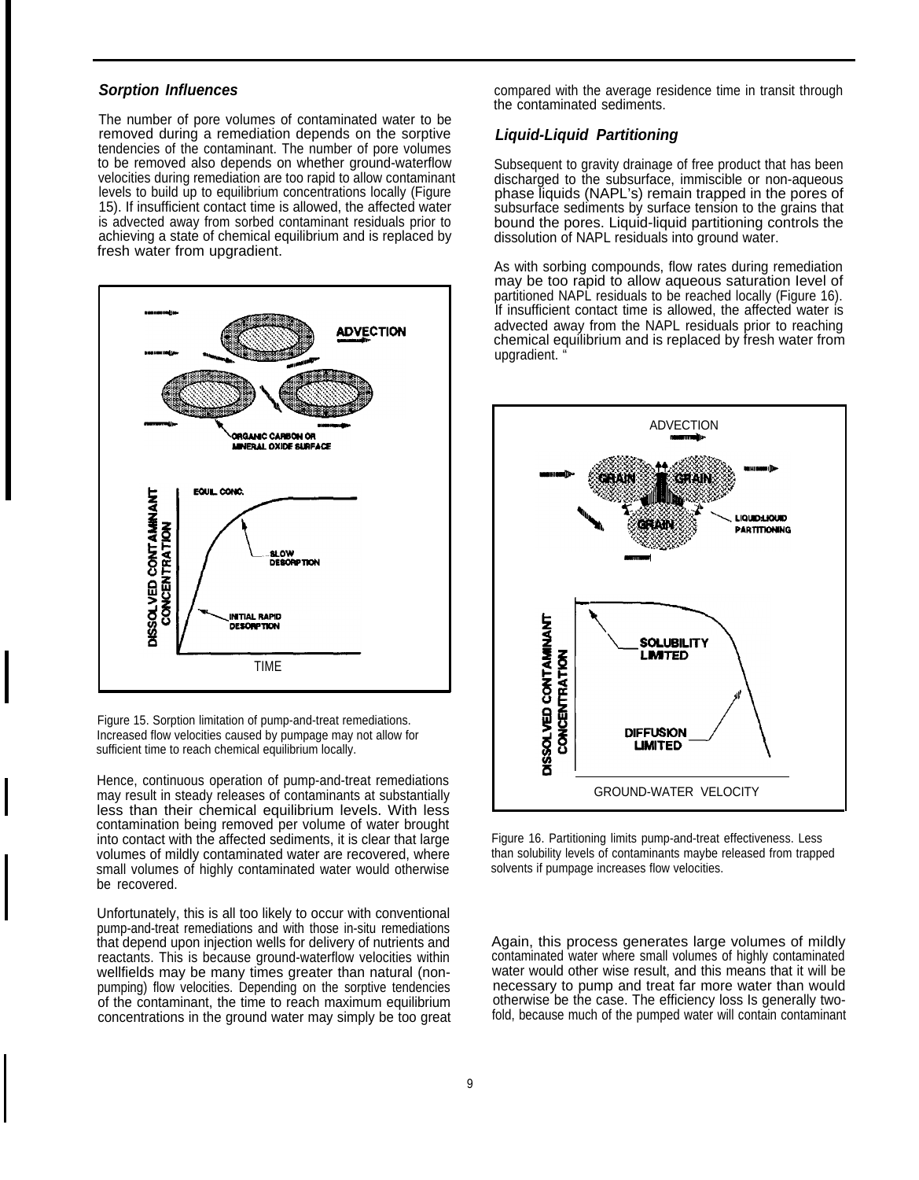### *Sorption Influences*

The number of pore volumes of contaminated water to be removed during a remediation depends on the sorptive tendencies of the contaminant. The number of pore volumes to be removed also depends on whether ground-waterflow velocities during remediation are too rapid to allow contaminant levels to build up to equilibrium concentrations locally (Figure 15). If insufficient contact time is allowed, the affected water is advected away from sorbed contaminant residuals prior to achieving a state of chemical equilibrium and is replaced by fresh water from upgradient.

Figure 15. Sorption limitation of pump-and-treat remediations. Increased flow velocities caused by pumpage may not allow for sufficient time to reach chemical equilibrium locally.

Hence, continuous operation of pump-and-treat remediations may result in steady releases of contaminants at substantially less than their chemical equilibrium levels. With less contamination being removed per volume of water brought into contact with the affected sediments, it is clear that large volumes of mildly contaminated water are recovered, where small volumes of highly contaminated water would otherwise be recovered.

Unfortunately, this is all too likely to occur with conventional pump-and-treat remediations and with those in-situ remediations that depend upon injection wells for delivery of nutrients and reactants. This is because ground-waterflow velocities within wellfields may be many times greater than natural (non-pumping) flow velocities. Depending on the sorptive tendencies of the contaminant, the time to reach maximum equilibrium concentrations in the ground water may simply be too great compared with the average residence time in transit through the contaminated sediments.

### *Liquid-Liquid Partitioning*

Subsequent to gravity drainage of free product that has been discharged to the subsurface, immiscible or non-aqueous phase liquids (NAPL's) remain trapped in the pores of subsurface sediments by surface tension to the grains that bound the pores. Liquid-liquid partitioning controls the dissolution of NAPL residuals into ground water.

As with sorbing compounds, flow rates during remediation may be too rapid to allow aqueous saturation level of partitioned NAPL residuals to be reached locally (Figure 16). If insufficient contact time is allowed, the affected water is advected away from the NAPL residuals prior to reaching chemical equilibrium and is replaced by fresh water from upgradient. "

Figure 16. Partitioning limits pump-and-treat effectiveness. Less than solubility levels of contaminants maybe released from trapped solvents if pumpage increases flow velocities.

Again, this process generates large volumes of mildly contaminated water where small volumes of highly contaminated water would other wise result, and this means that it will be necessary to pump and treat far more water than would otherwise be the case. The efficiency loss Is generally two-fold, because much of the pumped water will contain contaminant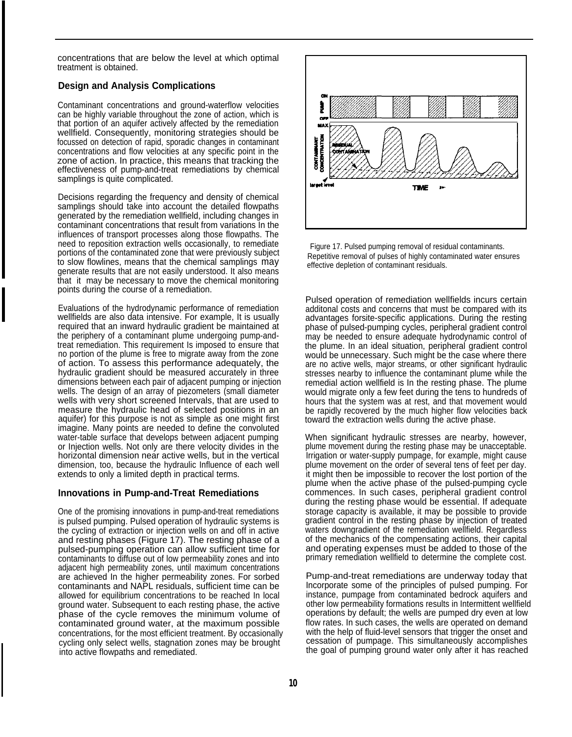concentrations that are below the level at which optimal treatment is obtained.

### Design and Analysis Complications

Contaminant concentrations and ground-waterflow velocities can be highly variable throughout the zone of action, which is that portion of an aquifer actively affected by the remediation wellfield. Consequently, monitoring strategies should be focussed on detection of rapid, sporadic changes in contaminant concentrations and flow velocities at any specific point in the zone of action. In practice, this means that tracking the effectiveness of pump-and-treat remediations by chemical samplings is quite complicated.

Decisions regarding the frequency and density of chemical samplings should take into account the detailed flowpaths generated by the remediation wellfield, including changes in contaminant concentrations that result from variations In the influences of transport processes along those flowpaths. The need to reposition extraction wells occasionally, to remediate portions of the contaminated zone that were previously subject to slow flowlines, means that the chemical samplings may generate results that are not easily understood. It also means that it may be necessary to move the chemical monitoring points during the course of a remediation.

Evaluations of the hydrodynamic performance of remediation wellfields are also data intensive. For example, It is usually required that an inward hydraulic gradient be maintained at the periphery of a contaminant plume undergoing pump-and-treat remediation. This requirement Is imposed to ensure that no portion of the plume is free to migrate away from the zone of action. To assess this performance adequately, the hydraulic gradient should be measured accurately in three dimensions between each pair of adjacent pumping or injection wells. The design of an array of piezometers (small diameter wells with very short screened Intervals, that are used to measure the hydraulic head of selected positions in an aquifer) for this purpose is not as simple as one might first imagine. Many points are needed to define the convoluted water-table surface that develops between adjacent pumping or Injection wells. Not only are there velocity divides in the horizontal dimension near active wells, but in the vertical dimension, too, because the hydraulic Influence of each well extends to only a limited depth in practical terms.

### Innovations in Pump-and-Treat Remediations

One of the promising innovations in pump-and-treat remediations is pulsed pumping. Pulsed operation of hydraulic systems is the cycling of extraction or injection wells on and off in active and resting phases (Figure 17). The resting phase of a pulsed-pumping operation can allow sufficient time for contaminants to diffuse out of low permeability zones and into adjacent high permeability zones, until maximum concentrations are achieved In the higher permeability zones. For sorbed contaminants and NAPL residuals, sufficient time can be allowed for equilibrium concentrations to be reached In local ground water. Subsequent to each resting phase, the active phase of the cycle removes the minimum volume of contaminated ground water, at the maximum possible concentrations, for the most efficient treatment. By occasionally cycling only select wells, stagnation zones may be brought into active flowpaths and remediated.

ON
PUMP
OFF
MAX
CONTAMINANT CONCENTRATION
RESIDUAL CONTAMINATION
target level
TIME

Figure 17. Pulsed pumping removal of residual contaminants. Repetitive removal of pulses of highly contaminated water ensures effective depletion of contaminant residuals.

Pulsed operation of remediation wellfields incurs certain additonal costs and concerns that must be compared with its advantages forsite-specific applications. During the resting phase of pulsed-pumping cycles, peripheral gradient control may be needed to ensure adequate hydrodynamic control of the plume. In an ideal situation, peripheral gradient control would be unnecessary. Such might be the case where there are no active wells, major streams, or other significant hydraulic stresses nearby to influence the contaminant plume while the remedial action wellfield is In the resting phase. The plume would migrate only a few feet during the tens to hundreds of hours that the system was at rest, and that movement would be rapidly recovered by the much higher flow velocities back toward the extraction wells during the active phase.

When significant hydraulic stresses are nearby, however, plume movement during the resting phase may be unacceptable. Irrigation or water-supply pumpage, for example, might cause plume movement on the order of several tens of feet per day. it might then be impossible to recover the lost portion of the plume when the active phase of the pulsed-pumping cycle commences. In such cases, peripheral gradient control during the resting phase would be essential. If adequate storage capacity is available, it may be possible to provide gradient control in the resting phase by injection of treated waters downgradient of the remediation wellfield. Regardless of the mechanics of the compensating actions, their capital and operating expenses must be added to those of the primary remediation wellfield to determine the complete cost.

Pump-and-treat remediations are underway today that Incorporate some of the principles of pulsed pumping. For instance, pumpage from contaminated bedrock aquifers and other low permeability formations results in Intermittent wellfield operations by default; the wells are pumped dry even at low flow rates. In such cases, the wells are operated on demand with the help of fluid-level sensors that trigger the onset and cessation of pumpage. This simultaneously accomplishes the goal of pumping ground water only after it has reached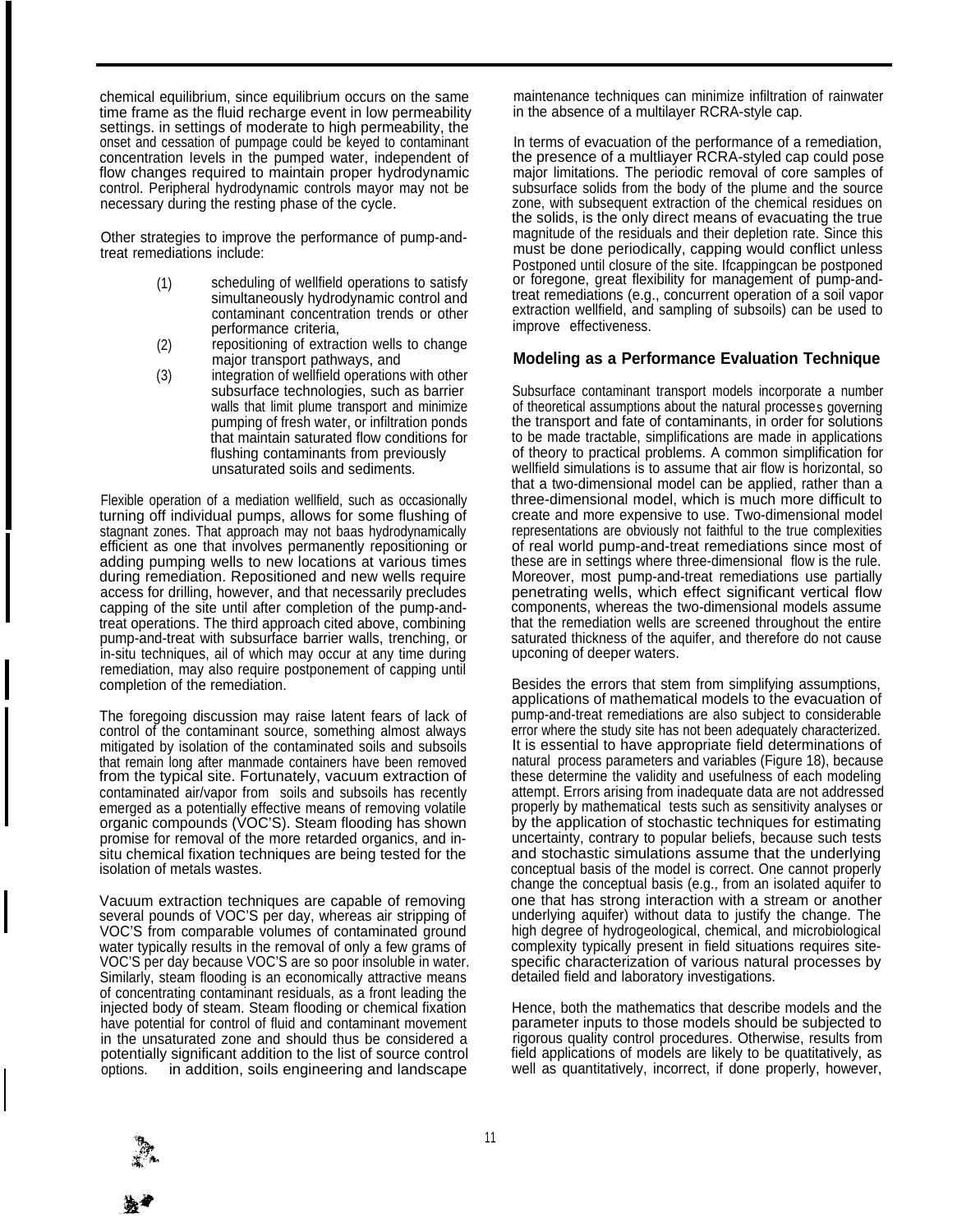chemical equilibrium, since equilibrium occurs on the same time frame as the fluid recharge event in low permeability settings. in settings of moderate to high permeability, the onset and cessation of pumpage could be keyed to contaminant concentration levels in the pumped water, independent of flow changes required to maintain proper hydrodynamic control. Peripheral hydrodynamic controls mayor may not be necessary during the resting phase of the cycle.

Other strategies to improve the performance of pump-and-treat remediations include:

(1) scheduling of wellfield operations to satisfy simultaneously hydrodynamic control and contaminant concentration trends or other performance criteria,
(2) repositioning of extraction wells to change major transport pathways, and
(3) integration of wellfield operations with other subsurface technologies, such as barrier walls that limit plume transport and minimize pumping of fresh water, or infiltration ponds that maintain saturated flow conditions for flushing contaminants from previously unsaturated soils and sediments.

Flexible operation of a mediation wellfield, such as occasionally turning off individual pumps, allows for some flushing of stagnant zones. That approach may not baas hydrodynamically efficient as one that involves permanently repositioning or adding pumping wells to new locations at various times during remediation. Repositioned and new wells require access for drilling, however, and that necessarily precludes capping of the site until after completion of the pump-and-treat operations. The third approach cited above, combining pump-and-treat with subsurface barrier walls, trenching, or in-situ techniques, ail of which may occur at any time during remediation, may also require postponement of capping until completion of the remediation.

The foregoing discussion may raise latent fears of lack of control of the contaminant source, something almost always mitigated by isolation of the contaminated soils and subsoils that remain long after manmade containers have been removed from the typical site. Fortunately, vacuum extraction of contaminated air/vapor from soils and subsoils has recently emerged as a potentially effective means of removing volatile organic compounds (VOC'S). Steam flooding has shown promise for removal of the more retarded organics, and in-situ chemical fixation techniques are being tested for the isolation of metals wastes.

Vacuum extraction techniques are capable of removing several pounds of VOC'S per day, whereas air stripping of VOC'S from comparable volumes of contaminated ground water typically results in the removal of only a few grams of VOC'S per day because VOC'S are so poor insoluble in water. Similarly, steam flooding is an economically attractive means of concentrating contaminant residuals, as a front leading the injected body of steam. Steam flooding or chemical fixation have potential for control of fluid and contaminant movement in the unsaturated zone and should thus be considered a potentially significant addition to the list of source control options. in addition, soils engineering and landscape maintenance techniques can minimize infiltration of rainwater in the absence of a multilayer RCRA-style cap.

In terms of evacuation of the performance of a remediation, the presence of a multliayer RCRA-styled cap could pose major limitations. The periodic removal of core samples of subsurface solids from the body of the plume and the source zone, with subsequent extraction of the chemical residues on the solids, is the only direct means of evacuating the true magnitude of the residuals and their depletion rate. Since this must be done periodically, capping would conflict unless Postponed until closure of the site. Ifcappingcan be postponed or foregone, great flexibility for management of pump-and-treat remediations (e.g., concurrent operation of a soil vapor extraction wellfield, and sampling of subsoils) can be used to improve effectiveness.

## Modeling as a Performance Evaluation Technique

Subsurface contaminant transport models incorporate a number of theoretical assumptions about the natural processes governing the transport and fate of contaminants, in order for solutions to be made tractable, simplifications are made in applications of theory to practical problems. A common simplification for wellfield simulations is to assume that air flow is horizontal, so that a two-dimensional model can be applied, rather than a three-dimensional model, which is much more difficult to create and more expensive to use. Two-dimensional model representations are obviously not faithful to the true complexities of real world pump-and-treat remediations since most of these are in settings where three-dimensional flow is the rule. Moreover, most pump-and-treat remediations use partially penetrating wells, which effect significant vertical flow components, whereas the two-dimensional models assume that the remediation wells are screened throughout the entire saturated thickness of the aquifer, and therefore do not cause upconing of deeper waters.

Besides the errors that stem from simplifying assumptions, applications of mathematical models to the evacuation of pump-and-treat remediations are also subject to considerable error where the study site has not been adequately characterized. It is essential to have appropriate field determinations of natural process parameters and variables (Figure 18), because these determine the validity and usefulness of each modeling attempt. Errors arising from inadequate data are not addressed properly by mathematical tests such as sensitivity analyses or by the application of stochastic techniques for estimating uncertainty, contrary to popular beliefs, because such tests and stochastic simulations assume that the underlying conceptual basis of the model is correct. One cannot properly change the conceptual basis (e.g., from an isolated aquifer to one that has strong interaction with a stream or another underlying aquifer) without data to justify the change. The high degree of hydrogeological, chemical, and microbiological complexity typically present in field situations requires site-specific characterization of various natural processes by detailed field and laboratory investigations.

Hence, both the mathematics that describe models and the parameter inputs to those models should be subjected to rigorous quality control procedures. Otherwise, results from field applications of models are likely to be quatitatively, as well as quantitatively, incorrect, if done properly, however,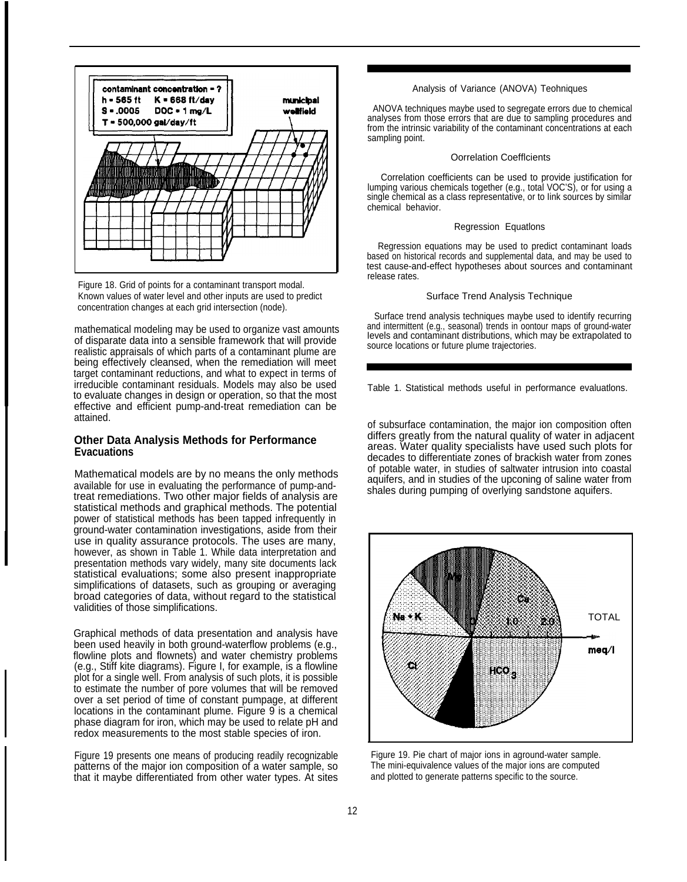Figure 18. Grid of points for a contaminant transport modal. Known values of water level and other inputs are used to predict concentration changes at each grid intersection (node).

mathematical modeling may be used to organize vast amounts of disparate data into a sensible framework that will provide realistic appraisals of which parts of a contaminant plume are being effectively cleansed, when the remediation will meet target contaminant reductions, and what to expect in terms of irreducible contaminant residuals. Models may also be used to evaluate changes in design or operation, so that the most effective and efficient pump-and-treat remediation can be attained.

## Other Data Analysis Methods for Performance Evacuations

Mathematical models are by no means the only methods available for use in evaluating the performance of pump-and-treat remediations. Two other major fields of analysis are statistical methods and graphical methods. The potential power of statistical methods has been tapped infrequently in ground-water contamination investigations, aside from their use in quality assurance protocols. The uses are many, however, as shown in Table 1. While data interpretation and presentation methods vary widely, many site documents lack statistical evaluations; some also present inappropriate simplifications of datasets, such as grouping or averaging broad categories of data, without regard to the statistical validities of those simplifications.

Graphical methods of data presentation and analysis have been used heavily in both ground-waterflow problems (e.g., flowline plots and flownets) and water chemistry problems (e.g., Stiff kite diagrams). Figure I, for example, is a flowline plot for a single well. From analysis of such plots, it is possible to estimate the number of pore volumes that will be removed over a set period of time of constant pumpage, at different locations in the contaminant plume. Figure 9 is a chemical phase diagram for iron, which may be used to relate pH and redox measurements to the most stable species of iron.

Figure 19 presents one means of producing readily recognizable patterns of the major ion composition of a water sample, so that it maybe differentiated from other water types. At sites of subsurface contamination, the major ion composition often differs greatly from the natural quality of water in adjacent areas. Water quality specialists have used such plots for decades to differentiate zones of brackish water from zones of potable water, in studies of saltwater intrusion into coastal aquifers, and in studies of the upconing of saline water from shales during pumping of overlying sandstone aquifers.

### Analysis of Variance (ANOVA) Teohniques

ANOVA techniques maybe used to segregate errors due to chemical analyses from those errors that are due to sampling procedures and from the intrinsic variability of the contaminant concentrations at each sampling point.

### Oorrelation Coefflcients

Correlation coefficients can be used to provide justification for lumping various chemicals together (e.g., total VOC'S), or for using a single chemical as a class representative, or to link sources by similar chemical behavior.

### Regression Equatlons

Regression equations may be used to predict contaminant loads based on historical records and supplemental data, and may be used to test cause-and-effect hypotheses about sources and contaminant release rates.

### Surface Trend Analysis Technique

Surface trend analysis techniques maybe used to identify recurring and intermittent (e.g., seasonal) trends in oontour maps of ground-water levels and contaminant distributions, which may be extrapolated to source locations or future plume trajectories.

Table 1. Statistical methods useful in performance evaluatlons.

Figure 19. Pie chart of major ions in aground-water sample. The mini-equivalence values of the major ions are computed and plotted to generate patterns specific to the source.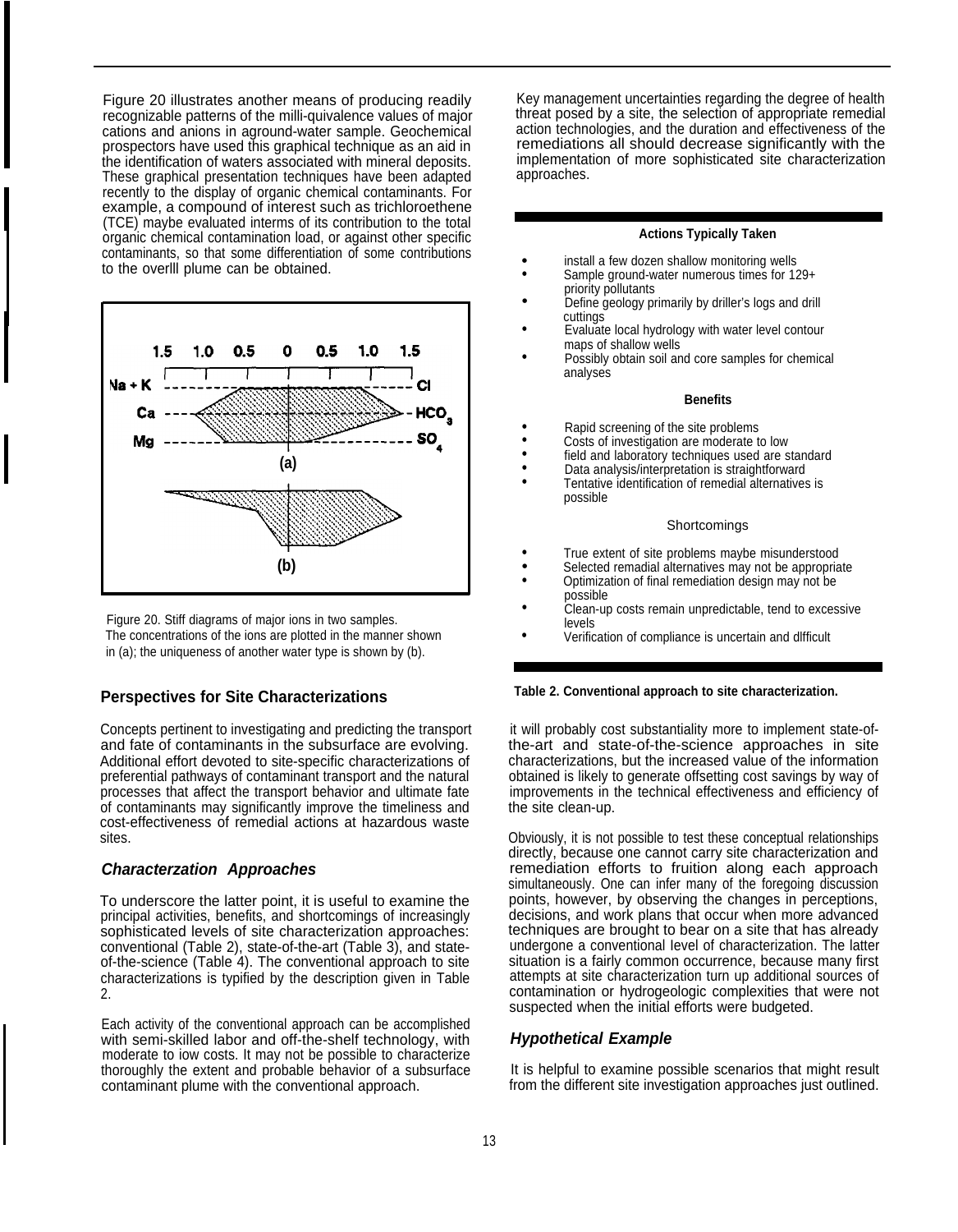Figure 20 illustrates another means of producing readily recognizable patterns of the milli-quivalence values of major cations and anions in aground-water sample. Geochemical prospectors have used this graphical technique as an aid in the identification of waters associated with mineral deposits. These graphical presentation techniques have been adapted recently to the display of organic chemical contaminants. For example, a compound of interest such as trichloroethene (TCE) maybe evaluated interms of its contribution to the total organic chemical contamination load, or against other specific contaminants, so that some differentiation of some contributions to the overlll plume can be obtained.

Figure 20. Stiff diagrams of major ions in two samples. The concentrations of the ions are plotted in the manner shown in (a); the uniqueness of another water type is shown by (b).

## Perspectives for Site Characterizations

Concepts pertinent to investigating and predicting the transport and fate of contaminants in the subsurface are evolving. Additional effort devoted to site-specific characterizations of preferential pathways of contaminant transport and the natural processes that affect the transport behavior and ultimate fate of contaminants may significantly improve the timeliness and cost-effectiveness of remedial actions at hazardous waste sites.

### *Characterzation Approaches*

To underscore the latter point, it is useful to examine the principal activities, benefits, and shortcomings of increasingly sophisticated levels of site characterization approaches: conventional (Table 2), state-of-the-art (Table 3), and state-of-the-science (Table 4). The conventional approach to site characterizations is typified by the description given in Table 2.

Each activity of the conventional approach can be accomplished with semi-skilled labor and off-the-shelf technology, with moderate to iow costs. It may not be possible to characterize thoroughly the extent and probable behavior of a subsurface contaminant plume with the conventional approach.

Key management uncertainties regarding the degree of health threat posed by a site, the selection of appropriate remedial action technologies, and the duration and effectiveness of the remediations all should decrease significantly with the implementation of more sophisticated site characterization approaches.

**Actions Typically Taken**

- install a few dozen shallow monitoring wells
- Sample ground-water numerous times for 129+ priority pollutants
- Define geology primarily by driller's logs and drill cuttings
- Evaluate local hydrology with water level contour maps of shallow wells
- Possibly obtain soil and core samples for chemical analyses

**Benefits**

- Rapid screening of the site problems
- Costs of investigation are moderate to low
- field and laboratory techniques used are standard
- Data analysis/interpretation is straightforward
- Tentative identification of remedial alternatives is possible

Shortcomings

- True extent of site problems maybe misunderstood
- Selected remadial alternatives may not be appropriate
- Optimization of final remediation design may not be possible
- Clean-up costs remain unpredictable, tend to excessive levels
- Verification of compliance is uncertain and dlfficult

**Table 2. Conventional approach to site characterization.**

it will probably cost substantiality more to implement state-of-the-art and state-of-the-science approaches in site characterizations, but the increased value of the information obtained is likely to generate offsetting cost savings by way of improvements in the technical effectiveness and efficiency of the site clean-up.

Obviously, it is not possible to test these conceptual relationships directly, because one cannot carry site characterization and remediation efforts to fruition along each approach simultaneously. One can infer many of the foregoing discussion points, however, by observing the changes in perceptions, decisions, and work plans that occur when more advanced techniques are brought to bear on a site that has already undergone a conventional level of characterization. The latter situation is a fairly common occurrence, because many first attempts at site characterization turn up additional sources of contamination or hydrogeologic complexities that were not suspected when the initial efforts were budgeted.

### *Hypothetical Example*

It is helpful to examine possible scenarios that might result from the different site investigation approaches just outlined.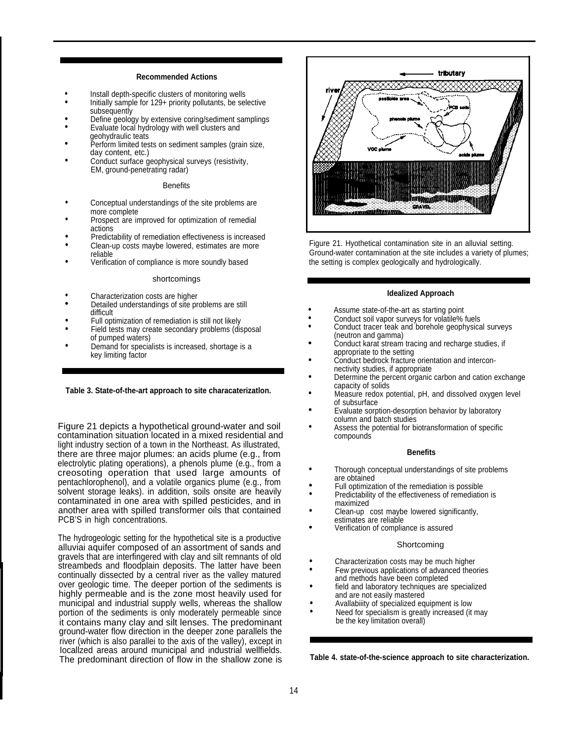**Recommended Actions**

- Install depth-specific clusters of monitoring wells
- Initially sample for 129+ priority pollutants, be selective subsequently
- Define geology by extensive coring/sediment samplings
- Evaluate local hydrology with well clusters and geohydraulic teats
- Perform limited tests on sediment samples (grain size, day content, etc.)
- Conduct surface geophysical surveys (resistivity, EM, ground-penetrating radar)

Benefits

- Conceptual understandings of the site problems are more complete
- Prospect are improved for optimization of remedial actions
- Predictability of remediation effectiveness is increased
- Clean-up costs maybe lowered, estimates are more reliable
- Verification of compliance is more soundly based

shortcomings

- Characterization costs are higher
- Detailed understandings of site problems are still difficult
- Full optimization of remediation is still not likely
- Field tests may create secondary problems (disposal of pumped waters)
- Demand for specialists is increased, shortage is a key limiting factor

**Table 3. State-of-the-art approach to site characacterizatlon.**

Figure 21 depicts a hypothetical ground-water and soil contamination situation located in a mixed residential and light industry section of a town in the Northeast. As illustrated, there are three major plumes: an acids plume (e.g., from electrolytic plating operations), a phenols plume (e.g., from a creosoting operation that used large amounts of pentachlorophenol), and a volatile organics plume (e.g., from solvent storage leaks). in addition, soils onsite are heavily contaminated in one area with spilled pesticides, and in another area with spilled transformer oils that contained PCB'S in high concentrations.

The hydrogeologic setting for the hypothetical site is a productive alluviai aquifer composed of an assortment of sands and gravels that are interfingered with clay and silt remnants of old streambeds and floodplain deposits. The latter have been continually dissected by a central river as the valley matured over geologic time. The deeper portion of the sediments is highly permeable and is the zone most heavily used for municipal and industrial supply wells, whereas the shallow portion of the sediments is only moderately permeable since it contains many clay and silt lenses. The predominant ground-water flow direction in the deeper zone parallels the river (which is also parallei to the axis of the valley), except in locallzed areas around municipal and industrial wellfields. The predominant direction of flow in the shallow zone is

Figure 21. Hyothetical contamination site in an alluvial setting. Ground-water contamination at the site includes a variety of plumes; the setting is complex geologically and hydrologically.

**Idealized Approach**

- Assume state-of-the-art as starting point
- Conduct soil vapor surveys for volatile% fuels
- Conduct tracer teak and borehole geophysical surveys (neutron and gamma)
- Conduct karat stream tracing and recharge studies, if appropriate to the setting
- Conduct bedrock fracture orientation and interconnectivity studies, if appropriate
- Determine the percent organic carbon and cation exchange capacity of solids
- Measure redox potential, pH, and dissolved oxygen level of subsurface
- Evaluate sorption-desorption behavior by laboratory column and batch studies
- Assess the potential for biotransformation of specific compounds

**Benefits**

- Thorough conceptual understandings of site problems are obtained
- Full optimization of the remediation is possible
- Predictability of the effectiveness of remediation is maximized
- Clean-up cost maybe lowered significantly, estimates are reliable
- Verification of compliance is assured

Shortcoming

- Characterization costs may be much higher
- Few previous applications of advanced theories and methods have been completed
- field and laboratory techniques are specialized and are not easily mastered
- Avallabiiity of specialized equipment is low
- Need for specialism is greatly increased (it may be the key limitation overall)

**Table 4. state-of-the-science approach to site characterization.**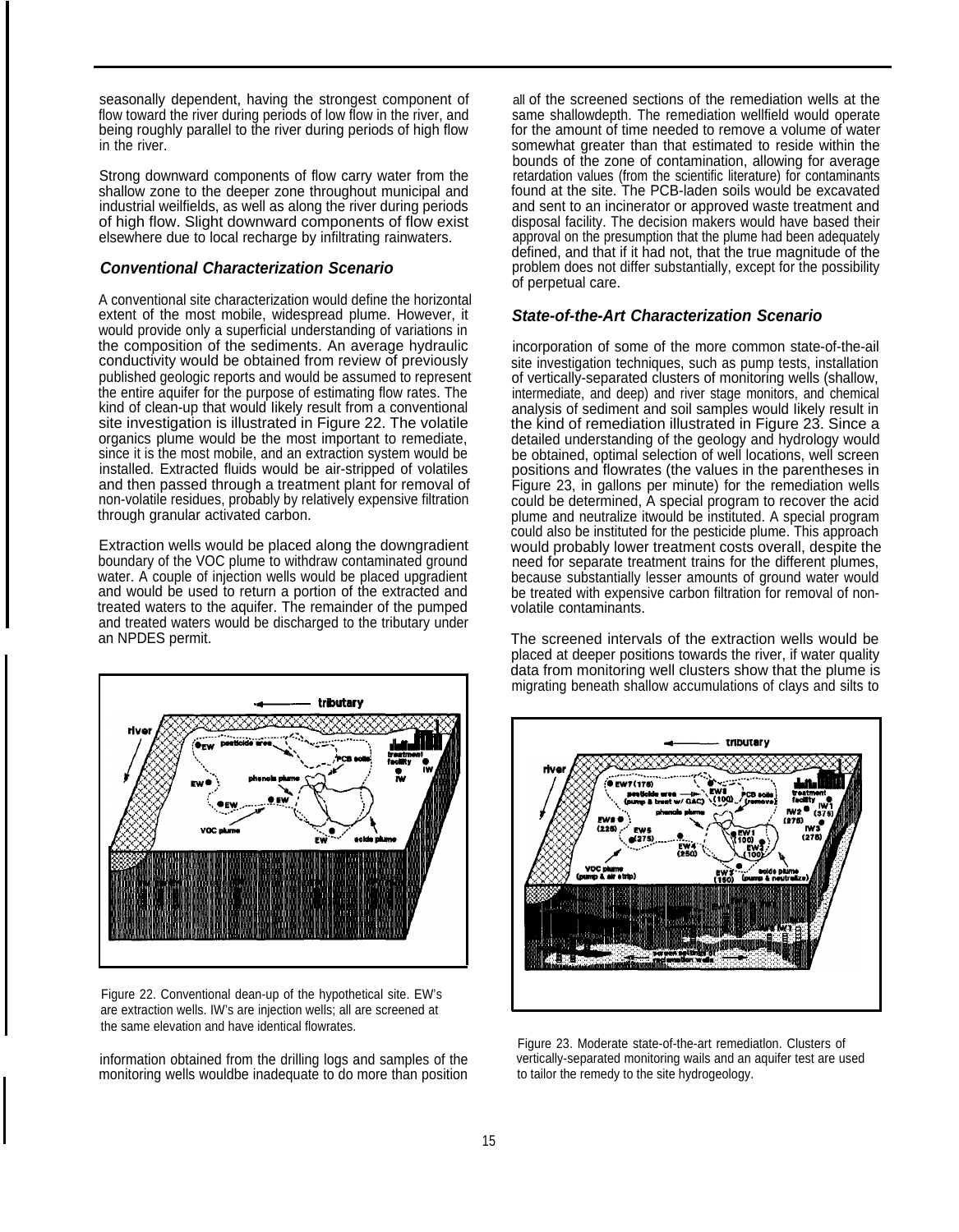seasonally dependent, having the strongest component of flow toward the river during periods of low flow in the river, and being roughly parallel to the river during periods of high flow in the river.

Strong downward components of flow carry water from the shallow zone to the deeper zone throughout municipal and industrial weilfields, as well as along the river during periods of high flow. Slight downward components of flow exist elsewhere due to local recharge by infiltrating rainwaters.

### *Conventional Characterization Scenario*

A conventional site characterization would define the horizontal extent of the most mobile, widespread plume. However, it would provide only a superficial understanding of variations in the composition of the sediments. An average hydraulic conductivity would be obtained from review of previously published geologic reports and would be assumed to represent the entire aquifer for the purpose of estimating flow rates. The kind of clean-up that would likely result from a conventional site investigation is illustrated in Figure 22. The volatile organics plume would be the most important to remediate, since it is the most mobile, and an extraction system would be installed. Extracted fluids would be air-stripped of volatiles and then passed through a treatment plant for removal of non-volatile residues, probably by relatively expensive filtration through granular activated carbon.

Extraction wells would be placed along the downgradient boundary of the VOC plume to withdraw contaminated ground water. A couple of injection wells would be placed upgradient and would be used to return a portion of the extracted and treated waters to the aquifer. The remainder of the pumped and treated waters would be discharged to the tributary under an NPDES permit.

Figure 22. Conventional dean-up of the hypothetical site. EW's are extraction wells. IW's are injection wells; all are screened at the same elevation and have identical flowrates.

information obtained from the drilling logs and samples of the monitoring wells wouldbe inadequate to do more than position all of the screened sections of the remediation wells at the same shallowdepth. The remediation wellfield would operate for the amount of time needed to remove a volume of water somewhat greater than that estimated to reside within the bounds of the zone of contamination, allowing for average retardation values (from the scientific literature) for contaminants found at the site. The PCB-laden soils would be excavated and sent to an incinerator or approved waste treatment and disposal facility. The decision makers would have based their approval on the presumption that the plume had been adequately defined, and that if it had not, that the true magnitude of the problem does not differ substantially, except for the possibility of perpetual care.

### *State-of-the-Art Characterization Scenario*

incorporation of some of the more common state-of-the-ail site investigation techniques, such as pump tests, installation of vertically-separated clusters of monitoring wells (shallow, intermediate, and deep) and river stage monitors, and chemical analysis of sediment and soil samples would likely result in the kind of remediation illustrated in Figure 23. Since a detailed understanding of the geology and hydrology would be obtained, optimal selection of well locations, well screen positions and flowrates (the values in the parentheses in Figure 23, in gallons per minute) for the remediation wells could be determined, A special program to recover the acid plume and neutralize itwould be instituted. A special program could also be instituted for the pesticide plume. This approach would probably lower treatment costs overall, despite the need for separate treatment trains for the different plumes, because substantially lesser amounts of ground water would be treated with expensive carbon filtration for removal of non-volatile contaminants.

The screened intervals of the extraction wells would be placed at deeper positions towards the river, if water quality data from monitoring well clusters show that the plume is migrating beneath shallow accumulations of clays and silts to

Figure 23. Moderate state-of-the-art remediatlon. Clusters of vertically-separated monitoring wails and an aquifer test are used to tailor the remedy to the site hydrogeology.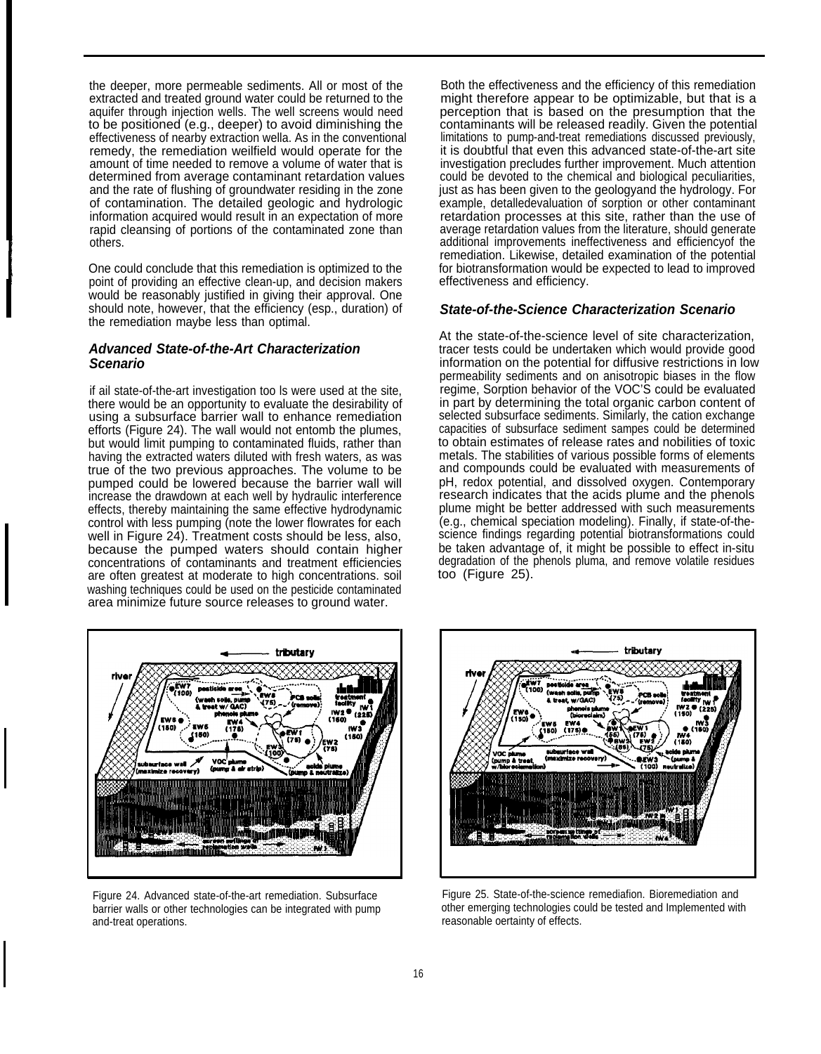the deeper, more permeable sediments. All or most of the extracted and treated ground water could be returned to the aquifer through injection wells. The well screens would need to be positioned (e.g., deeper) to avoid diminishing the effectiveness of nearby extraction wella. As in the conventional remedy, the remediation weilfield would operate for the amount of time needed to remove a volume of water that is determined from average contaminant retardation values and the rate of flushing of groundwater residing in the zone of contamination. The detailed geologic and hydrologic information acquired would result in an expectation of more rapid cleansing of portions of the contaminated zone than others.

One could conclude that this remediation is optimized to the point of providing an effective clean-up, and decision makers would be reasonably justified in giving their approval. One should note, however, that the efficiency (esp., duration) of the remediation maybe less than optimal.

### *Advanced State-of-the-Art Characterization Scenario*

if ail state-of-the-art investigation too ls were used at the site, there would be an opportunity to evaluate the desirability of using a subsurface barrier wall to enhance remediation efforts (Figure 24). The wall would not entomb the plumes, but would limit pumping to contaminated fluids, rather than having the extracted waters diluted with fresh waters, as was true of the two previous approaches. The volume to be pumped could be lowered because the barrier wall will increase the drawdown at each well by hydraulic interference effects, thereby maintaining the same effective hydrodynamic control with less pumping (note the lower flowrates for each well in Figure 24). Treatment costs should be less, also, because the pumped waters should contain higher concentrations of contaminants and treatment efficiencies are often greatest at moderate to high concentrations. soil washing techniques could be used on the pesticide contaminated area minimize future source releases to ground water.

Both the effectiveness and the efficiency of this remediation might therefore appear to be optimizable, but that is a perception that is based on the presumption that the contaminants will be released readily. Given the potential limitations to pump-and-treat remediations discussed previously, it is doubtful that even this advanced state-of-the-art site investigation precludes further improvement. Much attention could be devoted to the chemical and biological peculiarities, just as has been given to the geologyand the hydrology. For example, detalledevaluation of sorption or other contaminant retardation processes at this site, rather than the use of average retardation values from the literature, should generate additional improvements ineffectiveness and efficiencyof the remediation. Likewise, detailed examination of the potential for biotransformation would be expected to lead to improved effectiveness and efficiency.

### *State-of-the-Science Characterization Scenario*

At the state-of-the-science level of site characterization, tracer tests could be undertaken which would provide good information on the potential for diffusive restrictions in low permeability sediments and on anisotropic biases in the flow regime, Sorption behavior of the VOC'S could be evaluated in part by determining the total organic carbon content of selected subsurface sediments. Similarly, the cation exchange capacities of subsurface sediment sampes could be determined to obtain estimates of release rates and nobilities of toxic metals. The stabilities of various possible forms of elements and compounds could be evaluated with measurements of pH, redox potential, and dissolved oxygen. Contemporary research indicates that the acids plume and the phenols plume might be better addressed with such measurements (e.g., chemical speciation modeling). Finally, if state-of-the-science findings regarding potential biotransformations could be taken advantage of, it might be possible to effect in-situ degradation of the phenols pluma, and remove volatile residues too (Figure 25).

Figure 24. Advanced state-of-the-art remediation. Subsurface barrier walls or other technologies can be integrated with pump and-treat operations.

Figure 25. State-of-the-science remediafion. Bioremediation and other emerging technologies could be tested and Implemented with reasonable oertainty of effects.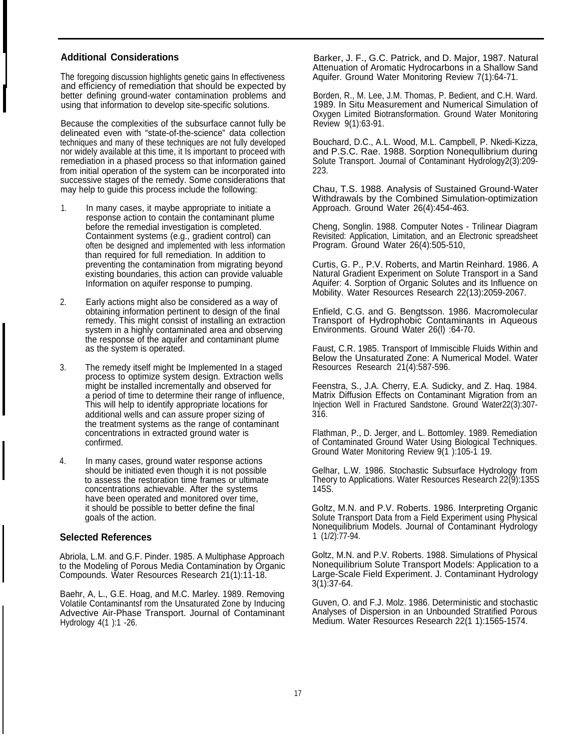## Additional Considerations

The foregoing discussion highlights genetic gains In effectiveness and efficiency of remediation that should be expected by better defining ground-water contamination problems and using that information to develop site-specific solutions.

Because the complexities of the subsurface cannot fully be delineated even with "state-of-the-science" data collection techniques and many of these techniques are not fully developed nor widely available at this time, it Is important to proceed with remediation in a phased process so that information gained from initial operation of the system can be incorporated into successive stages of the remedy. Some considerations that may help to guide this process include the following:

1. In many cases, it maybe appropriate to initiate a response action to contain the contaminant plume before the remedial investigation is completed. Containment systems (e.g., gradient control) can often be designed and implemented with less information than required for full remediation. In addition to preventing the contamination from migrating beyond existing boundaries, this action can provide valuable Information on aquifer response to pumping.

2. Early actions might also be considered as a way of obtaining information pertinent to design of the final remedy. This might consist of installing an extraction system in a highly contaminated area and observing the response of the aquifer and contaminant plume as the system is operated.

3. The remedy itself might be Implemented In a staged process to optimize system design. Extraction wells might be installed incrementally and observed for a period of time to determine their range of influence, This will help to identify appropriate locations for additional wells and can assure proper sizing of the treatment systems as the range of contaminant concentrations in extracted ground water is confirmed.

4. In many cases, ground water response actions should be initiated even though it is not possible to assess the restoration time frames or ultimate concentrations achievable. After the systems have been operated and monitored over time, it should be possible to better define the final goals of the action.

## Selected References

Abriola, L.M. and G.F. Pinder. 1985. A Multiphase Approach to the Modeling of Porous Media Contamination by Organic Compounds. Water Resources Research 21(1):11-18.

Baehr, A, L., G.E. Hoag, and M.C. Marley. 1989. Removing Volatile Contaminantsf rom the Unsaturated Zone by Inducing Advective Air-Phase Transport. Journal of Contaminant Hydrology 4(1 ):1 -26.

Barker, J. F., G.C. Patrick, and D. Major, 1987. Natural Attenuation of Aromatic Hydrocarbons in a Shallow Sand Aquifer. Ground Water Monitoring Review 7(1):64-71.

Borden, R., M. Lee, J.M. Thomas, P. Bedient, and C.H. Ward. 1989. In Situ Measurement and Numerical Simulation of Oxygen Limited Biotransformation. Ground Water Monitoring Review 9(1):63-91.

Bouchard, D.C., A.L. Wood, M.L. Campbell, P. Nkedi-Kizza, and P.S.C. Rae. 1988. Sorption Nonequllibrium during Solute Transport. Journal of Contaminant Hydrology2(3):209-223.

Chau, T.S. 1988. Analysis of Sustained Ground-Water Withdrawals by the Combined Simulation-optimization Approach. Ground Water 26(4):454-463.

Cheng, Songlin. 1988. Computer Notes - Trilinear Diagram Revisited: Application, Limitation, and an Electronic spreadsheet Program. Ground Water 26(4):505-510,

Curtis, G. P., P.V. Roberts, and Martin Reinhard. 1986. A Natural Gradient Experiment on Solute Transport in a Sand Aquifer: 4. Sorption of Organic Solutes and its Influence on Mobility. Water Resources Research 22(13):2059-2067.

Enfield, C.G. and G. Bengtsson. 1986. Macromolecular Transport of Hydrophobic Contaminants in Aqueous Environments. Ground Water 26(l) :64-70.

Faust, C.R. 1985. Transport of Immiscible Fluids Within and Below the Unsaturated Zone: A Numerical Model. Water Resources Research 21(4):587-596.

Feenstra, S., J.A. Cherry, E.A. Sudicky, and Z. Haq. 1984. Matrix Diffusion Effects on Contaminant Migration from an Injection Well in Fractured Sandstone. Ground Water22(3):307-316.

Flathman, P., D. Jerger, and L. Bottomley. 1989. Remediation of Contaminated Ground Water Using Biological Techniques. Ground Water Monitoring Review 9(1 ):105-1 19.

Gelhar, L.W. 1986. Stochastic Subsurface Hydrology from Theory to Applications. Water Resources Research 22(9):135S 145S.

Goltz, M.N. and P.V. Roberts. 1986. Interpreting Organic Solute Transport Data from a Field Experiment using Physical Nonequilibrium Models. Journal of Contaminant Hydrology 1 (1/2):77-94.

Goltz, M.N. and P.V. Roberts. 1988. Simulations of Physical Nonequilibrium Solute Transport Models: Application to a Large-Scale Field Experiment. J. Contaminant Hydrology 3(1):37-64.

Guven, O. and F.J. Molz. 1986. Deterministic and stochastic Analyses of Dispersion in an Unbounded Stratified Porous Medium. Water Resources Research 22(1 1):1565-1574.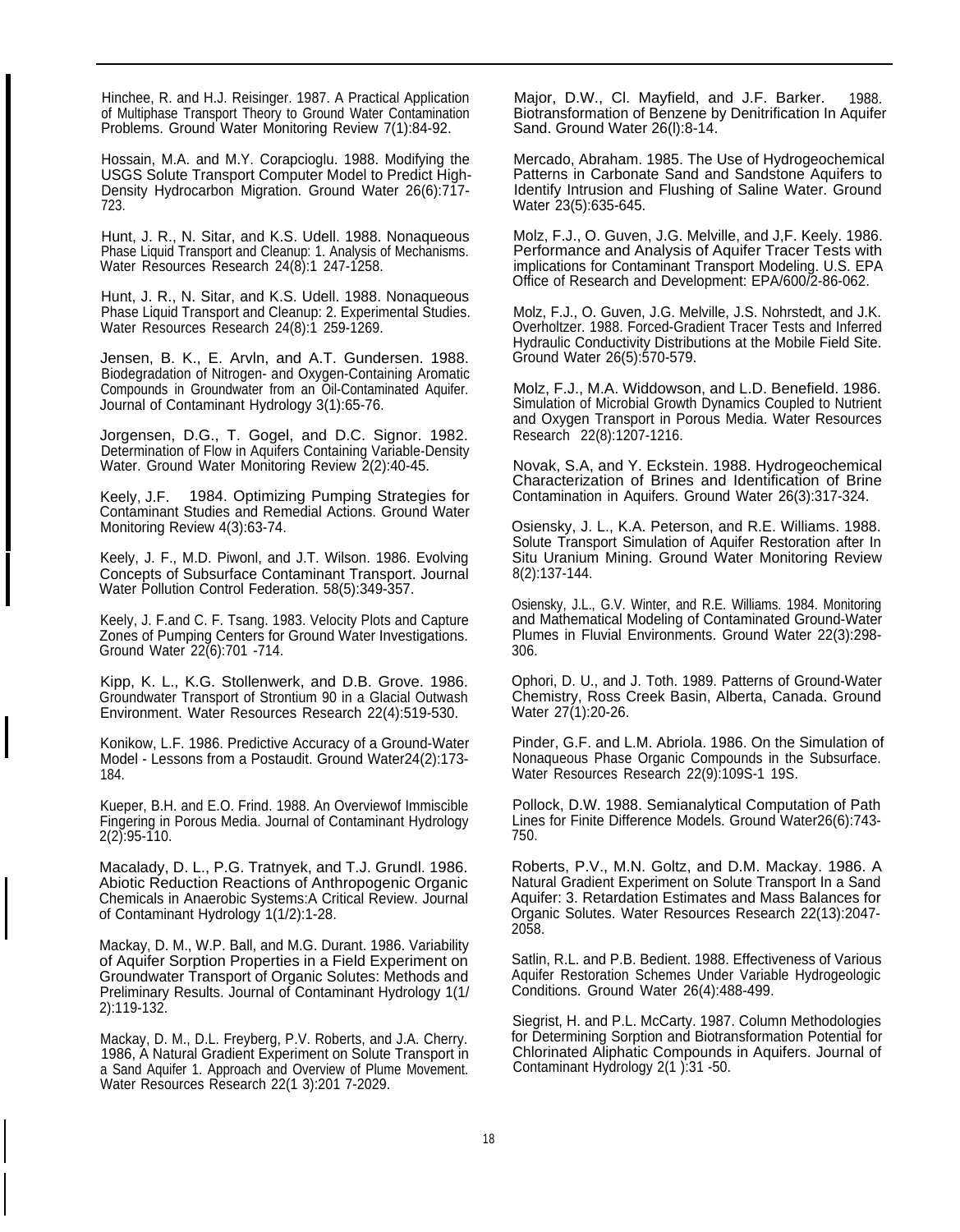Hinchee, R. and H.J. Reisinger. 1987. A Practical Application of Multiphase Transport Theory to Ground Water Contamination Problems. Ground Water Monitoring Review 7(1):84-92.

Hossain, M.A. and M.Y. Corapcioglu. 1988. Modifying the USGS Solute Transport Computer Model to Predict High-Density Hydrocarbon Migration. Ground Water 26(6):717-723.

Hunt, J. R., N. Sitar, and K.S. Udell. 1988. Nonaqueous Phase Liquid Transport and Cleanup: 1. Analysis of Mechanisms. Water Resources Research 24(8):1 247-1258.

Hunt, J. R., N. Sitar, and K.S. Udell. 1988. Nonaqueous Phase Liquid Transport and Cleanup: 2. Experimental Studies. Water Resources Research 24(8):1 259-1269.

Jensen, B. K., E. Arvln, and A.T. Gundersen. 1988. Biodegradation of Nitrogen- and Oxygen-Containing Aromatic Compounds in Groundwater from an Oil-Contaminated Aquifer. Journal of Contaminant Hydrology 3(1):65-76.

Jorgensen, D.G., T. Gogel, and D.C. Signor. 1982. Determination of Flow in Aquifers Containing Variable-Density Water. Ground Water Monitoring Review 2(2):40-45.

Keely, J.F. 1984. Optimizing Pumping Strategies for Contaminant Studies and Remedial Actions. Ground Water Monitoring Review 4(3):63-74.

Keely, J. F., M.D. Piwonl, and J.T. Wilson. 1986. Evolving Concepts of Subsurface Contaminant Transport. Journal Water Pollution Control Federation. 58(5):349-357.

Keely, J. F.and C. F. Tsang. 1983. Velocity Plots and Capture Zones of Pumping Centers for Ground Water Investigations. Ground Water 22(6):701 -714.

Kipp, K. L., K.G. Stollenwerk, and D.B. Grove. 1986. Groundwater Transport of Strontium 90 in a Glacial Outwash Environment. Water Resources Research 22(4):519-530.

Konikow, L.F. 1986. Predictive Accuracy of a Ground-Water Model - Lessons from a Postaudit. Ground Water24(2):173-184.

Kueper, B.H. and E.O. Frind. 1988. An Overviewof Immiscible Fingering in Porous Media. Journal of Contaminant Hydrology 2(2):95-110.

Macalady, D. L., P.G. Tratnyek, and T.J. Grundl. 1986. Abiotic Reduction Reactions of Anthropogenic Organic Chemicals in Anaerobic Systems:A Critical Review. Journal of Contaminant Hydrology 1(1/2):1-28.

Mackay, D. M., W.P. Ball, and M.G. Durant. 1986. Variability of Aquifer Sorption Properties in a Field Experiment on Groundwater Transport of Organic Solutes: Methods and Preliminary Results. Journal of Contaminant Hydrology 1(1/2):119-132.

Mackay, D. M., D.L. Freyberg, P.V. Roberts, and J.A. Cherry. 1986, A Natural Gradient Experiment on Solute Transport in a Sand Aquifer 1. Approach and Overview of Plume Movement. Water Resources Research 22(1 3):201 7-2029.

Major, D.W., Cl. Mayfield, and J.F. Barker. 1988. Biotransformation of Benzene by Denitrification In Aquifer Sand. Ground Water 26(l):8-14.

Mercado, Abraham. 1985. The Use of Hydrogeochemical Patterns in Carbonate Sand and Sandstone Aquifers to Identify Intrusion and Flushing of Saline Water. Ground Water 23(5):635-645.

Molz, F.J., O. Guven, J.G. Melville, and J,F. Keely. 1986. Performance and Analysis of Aquifer Tracer Tests with implications for Contaminant Transport Modeling. U.S. EPA Office of Research and Development: EPA/600/2-86-062.

Molz, F.J., O. Guven, J.G. Melville, J.S. Nohrstedt, and J.K. Overholtzer. 1988. Forced-Gradient Tracer Tests and Inferred Hydraulic Conductivity Distributions at the Mobile Field Site. Ground Water 26(5):570-579.

Molz, F.J., M.A. Widdowson, and L.D. Benefield. 1986. Simulation of Microbial Growth Dynamics Coupled to Nutrient and Oxygen Transport in Porous Media. Water Resources Research 22(8):1207-1216.

Novak, S.A, and Y. Eckstein. 1988. Hydrogeochemical Characterization of Brines and Identification of Brine Contamination in Aquifers. Ground Water 26(3):317-324.

Osiensky, J. L., K.A. Peterson, and R.E. Williams. 1988. Solute Transport Simulation of Aquifer Restoration after In Situ Uranium Mining. Ground Water Monitoring Review 8(2):137-144.

Osiensky, J.L., G.V. Winter, and R.E. Williams. 1984. Monitoring and Mathematical Modeling of Contaminated Ground-Water Plumes in Fluvial Environments. Ground Water 22(3):298-306.

Ophori, D. U., and J. Toth. 1989. Patterns of Ground-Water Chemistry, Ross Creek Basin, Alberta, Canada. Ground Water 27(1):20-26.

Pinder, G.F. and L.M. Abriola. 1986. On the Simulation of Nonaqueous Phase Organic Compounds in the Subsurface. Water Resources Research 22(9):109S-1 19S.

Pollock, D.W. 1988. Semianalytical Computation of Path Lines for Finite Difference Models. Ground Water26(6):743-750.

Roberts, P.V., M.N. Goltz, and D.M. Mackay. 1986. A Natural Gradient Experiment on Solute Transport In a Sand Aquifer: 3. Retardation Estimates and Mass Balances for Organic Solutes. Water Resources Research 22(13):2047-2058.

Satlin, R.L. and P.B. Bedient. 1988. Effectiveness of Various Aquifer Restoration Schemes Under Variable Hydrogeologic Conditions. Ground Water 26(4):488-499.

Siegrist, H. and P.L. McCarty. 1987. Column Methodologies for Determining Sorption and Biotransformation Potential for Chlorinated Aliphatic Compounds in Aquifers. Journal of Contaminant Hydrology 2(1 ):31 -50.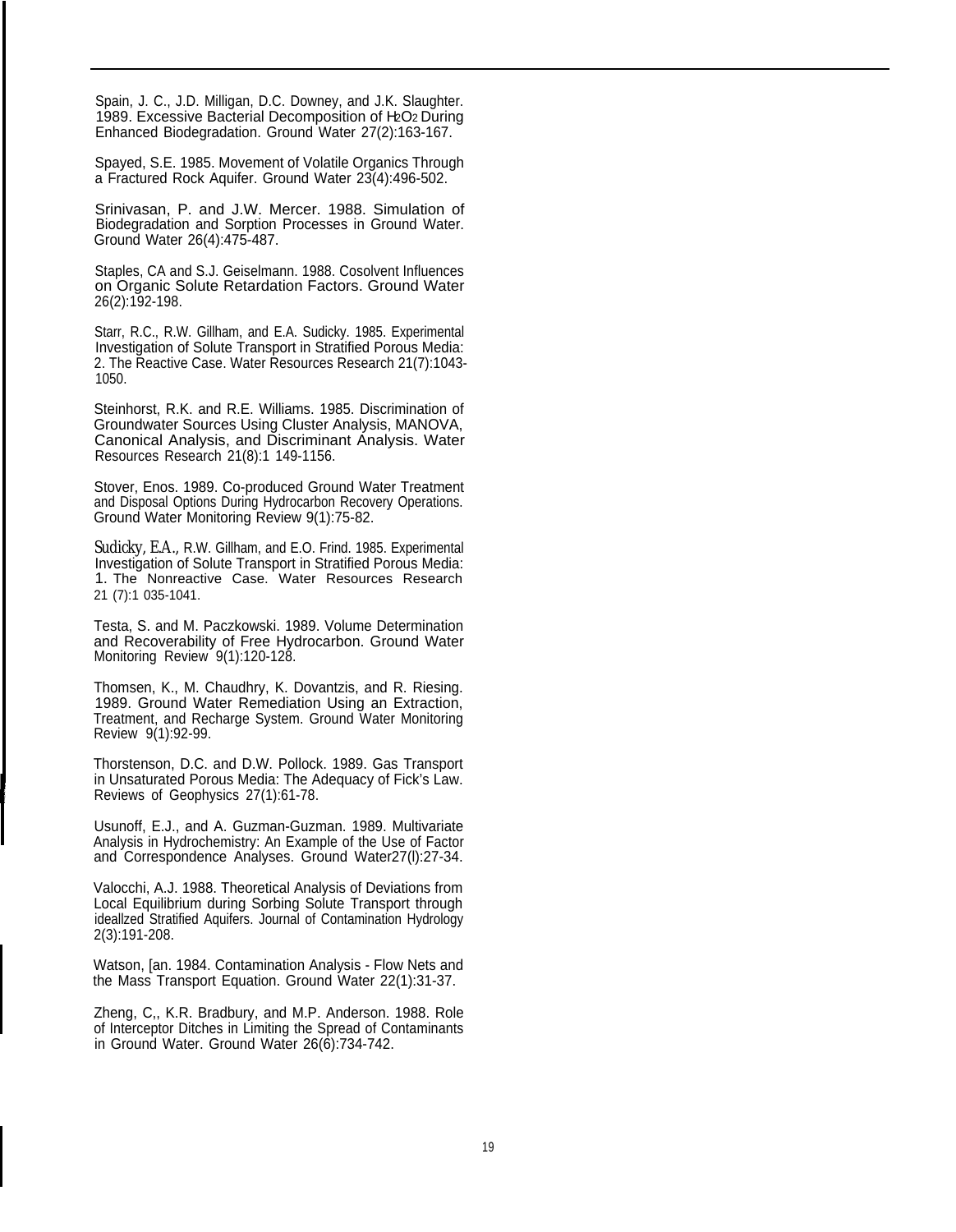Spain, J. C., J.D. Milligan, D.C. Downey, and J.K. Slaughter. 1989. Excessive Bacterial Decomposition of $H_2O_2$ During Enhanced Biodegradation. Ground Water 27(2):163-167.

Spayed, S.E. 1985. Movement of Volatile Organics Through a Fractured Rock Aquifer. Ground Water 23(4):496-502.

Srinivasan, P. and J.W. Mercer. 1988. Simulation of Biodegradation and Sorption Processes in Ground Water. Ground Water 26(4):475-487.

Staples, CA and S.J. Geiselmann. 1988. Cosolvent Influences on Organic Solute Retardation Factors. Ground Water 26(2):192-198.

Starr, R.C., R.W. Gillham, and E.A. Sudicky. 1985. Experimental Investigation of Solute Transport in Stratified Porous Media: 2. The Reactive Case. Water Resources Research 21(7):1043-1050.

Steinhorst, R.K. and R.E. Williams. 1985. Discrimination of Groundwater Sources Using Cluster Analysis, MANOVA, Canonical Analysis, and Discriminant Analysis. Water Resources Research 21(8):1 149-1156.

Stover, Enos. 1989. Co-produced Ground Water Treatment and Disposal Options During Hydrocarbon Recovery Operations. Ground Water Monitoring Review 9(1):75-82.

Sudicky, E.A., R.W. Gillham, and E.O. Frind. 1985. Experimental Investigation of Solute Transport in Stratified Porous Media: 1. The Nonreactive Case. Water Resources Research 21 (7):1 035-1041.

Testa, S. and M. Paczkowski. 1989. Volume Determination and Recoverability of Free Hydrocarbon. Ground Water Monitoring Review 9(1):120-128.

Thomsen, K., M. Chaudhry, K. Dovantzis, and R. Riesing. 1989. Ground Water Remediation Using an Extraction, Treatment, and Recharge System. Ground Water Monitoring Review 9(1):92-99.

Thorstenson, D.C. and D.W. Pollock. 1989. Gas Transport in Unsaturated Porous Media: The Adequacy of Fick's Law. Reviews of Geophysics 27(1):61-78.

Usunoff, E.J., and A. Guzman-Guzman. 1989. Multivariate Analysis in Hydrochemistry: An Example of the Use of Factor and Correspondence Analyses. Ground Water27(l):27-34.

Valocchi, A.J. 1988. Theoretical Analysis of Deviations from Local Equilibrium during Sorbing Solute Transport through ideallzed Stratified Aquifers. Journal of Contamination Hydrology 2(3):191-208.

Watson, [an. 1984. Contamination Analysis - Flow Nets and the Mass Transport Equation. Ground Water 22(1):31-37.

Zheng, C,, K.R. Bradbury, and M.P. Anderson. 1988. Role of Interceptor Ditches in Limiting the Spread of Contaminants in Ground Water. Ground Water 26(6):734-742.